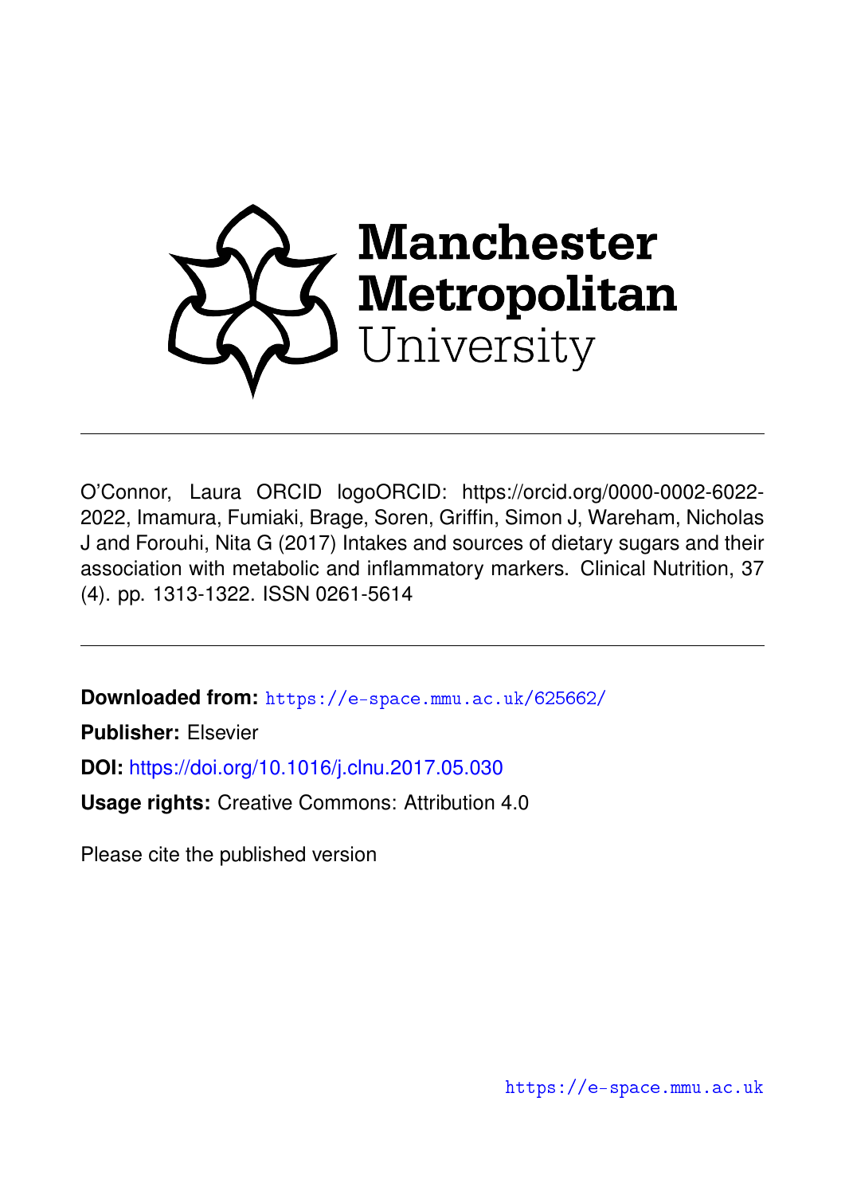Manchester Metropolitan University

O'Connor, Laura ORCID logoORCID: https://orcid.org/0000-0002-6022-2022, Imamura, Fumiaki, Brage, Soren, Griffin, Simon J, Wareham, Nicholas J and Forouhi, Nita G (2017) Intakes and sources of dietary sugars and their association with metabolic and inflammatory markers. Clinical Nutrition, 37 (4). pp. 1313-1322. ISSN 0261-5614

**Downloaded from:** https://e-space.mmu.ac.uk/625662/

**Publisher:** Elsevier

**DOI:** https://doi.org/10.1016/j.clnu.2017.05.030

**Usage rights:** Creative Commons: Attribution 4.0

Please cite the published version

https://e-space.mmu.ac.uk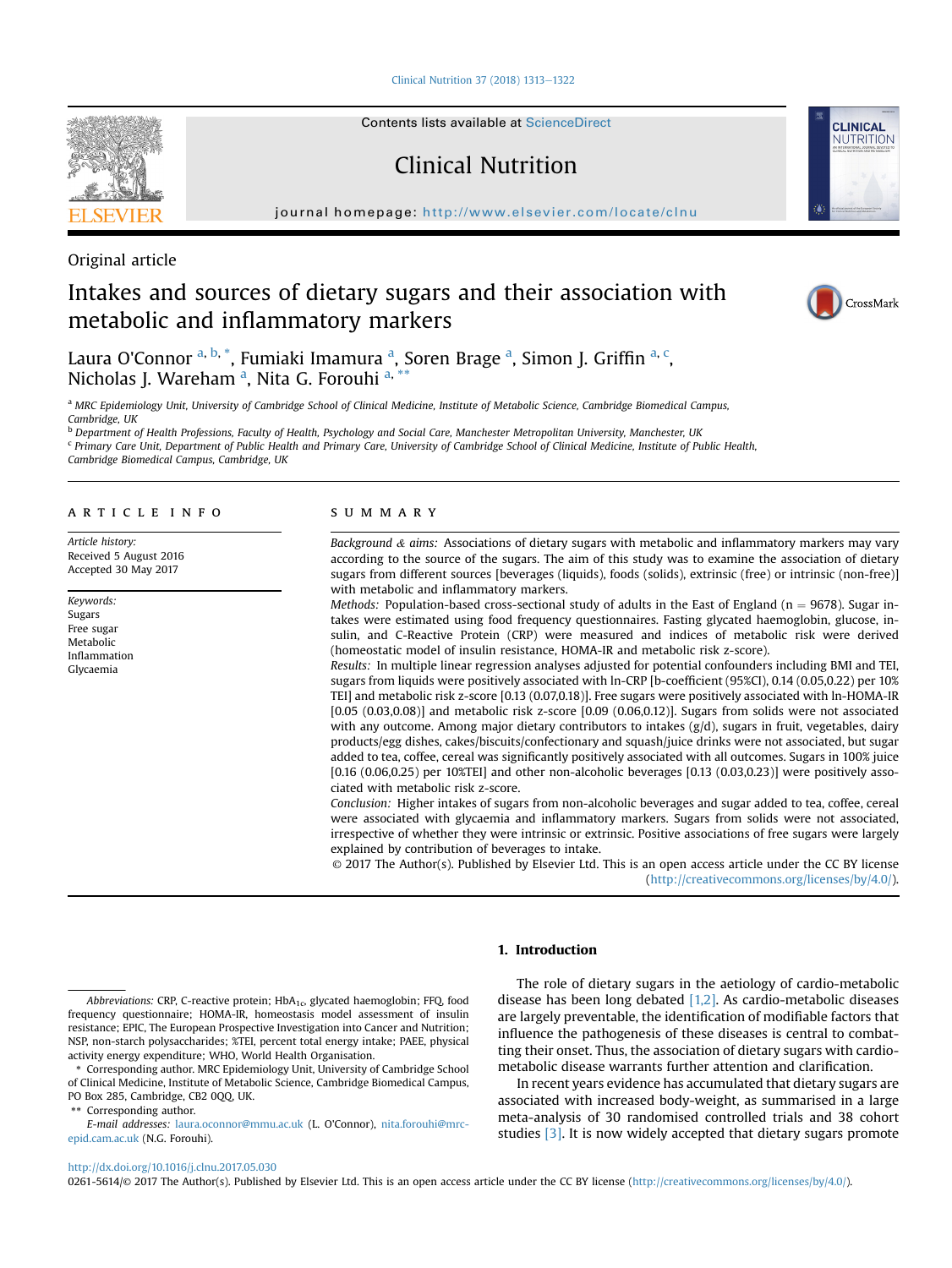Original article

# Intakes and sources of dietary sugars and their association with metabolic and inflammatory markers

Laura O'Connor [a, b, *], Fumiaki Imamura [a], Soren Brage [a], Simon J. Griffin [a, c], Nicholas J. Wareham [a], Nita G. Forouhi [a, **]

[a] MRC Epidemiology Unit, University of Cambridge School of Clinical Medicine, Institute of Metabolic Science, Cambridge Biomedical Campus, Cambridge, UK

[b] Department of Health Professions, Faculty of Health, Psychology and Social Care, Manchester Metropolitan University, Manchester, UK

[c] Primary Care Unit, Department of Public Health and Primary Care, University of Cambridge School of Clinical Medicine, Institute of Public Health, Cambridge Biomedical Campus, Cambridge, UK

## ARTICLE INFO

*Article history:*
Received 5 August 2016
Accepted 30 May 2017

*Keywords:*
Sugars
Free sugar
Metabolic
Inflammation
Glycaemia

## SUMMARY

*Background & aims:* Associations of dietary sugars with metabolic and inflammatory markers may vary according to the source of the sugars. The aim of this study was to examine the association of dietary sugars from different sources [beverages (liquids), foods (solids), extrinsic (free) or intrinsic (non-free)] with metabolic and inflammatory markers.

*Methods:* Population-based cross-sectional study of adults in the East of England (n = 9678). Sugar intakes were estimated using food frequency questionnaires. Fasting glycated haemoglobin, glucose, insulin, and C-Reactive Protein (CRP) were measured and indices of metabolic risk were derived (homeostatic model of insulin resistance, HOMA-IR and metabolic risk z-score).

*Results:* In multiple linear regression analyses adjusted for potential confounders including BMI and TEI, sugars from liquids were positively associated with ln-CRP [b-coefficient (95%CI), 0.14 (0.05,0.22) per 10% TEI] and metabolic risk z-score [0.13 (0.07,0.18)]. Free sugars were positively associated with ln-HOMA-IR [0.05 (0.03,0.08)] and metabolic risk z-score [0.09 (0.06,0.12)]. Sugars from solids were not associated with any outcome. Among major dietary contributors to intakes (g/d), sugars in fruit, vegetables, dairy products/egg dishes, cakes/biscuits/confectionary and squash/juice drinks were not associated, but sugar added to tea, coffee, cereal was significantly positively associated with all outcomes. Sugars in 100% juice [0.16 (0.06,0.25) per 10%TEI] and other non-alcoholic beverages [0.13 (0.03,0.23)] were positively associated with metabolic risk z-score.

*Conclusion:* Higher intakes of sugars from non-alcoholic beverages and sugar added to tea, coffee, cereal were associated with glycaemia and inflammatory markers. Sugars from solids were not associated, irrespective of whether they were intrinsic or extrinsic. Positive associations of free sugars were largely explained by contribution of beverages to intake.

© 2017 The Author(s). Published by Elsevier Ltd. This is an open access article under the CC BY license (http://creativecommons.org/licenses/by/4.0/).

## 1. Introduction

The role of dietary sugars in the aetiology of cardio-metabolic disease has been long debated [1,2]. As cardio-metabolic diseases are largely preventable, the identification of modifiable factors that influence the pathogenesis of these diseases is central to combatting their onset. Thus, the association of dietary sugars with cardio-metabolic disease warrants further attention and clarification.

In recent years evidence has accumulated that dietary sugars are associated with increased body-weight, as summarised in a large meta-analysis of 30 randomised controlled trials and 38 cohort studies [3]. It is now widely accepted that dietary sugars promote

---

*Abbreviations:* CRP, C-reactive protein; $HbA_{1c}$, glycated haemoglobin; FFQ, food frequency questionnaire; HOMA-IR, homeostasis model assessment of insulin resistance; EPIC, The European Prospective Investigation into Cancer and Nutrition; NSP, non-starch polysaccharides; %TEI, percent total energy intake; PAEE, physical activity energy expenditure; WHO, World Health Organisation.

\* Corresponding author. MRC Epidemiology Unit, University of Cambridge School of Clinical Medicine, Institute of Metabolic Science, Cambridge Biomedical Campus, PO Box 285, Cambridge, CB2 0QQ, UK.

\** Corresponding author.

*E-mail addresses:* laura.oconnor@mmu.ac.uk (L. O'Connor), nita.forouhi@mrc-epid.cam.ac.uk (N.G. Forouhi).

http://dx.doi.org/10.1016/j.clnu.2017.05.030

0261-5614/© 2017 The Author(s). Published by Elsevier Ltd. This is an open access article under the CC BY license (http://creativecommons.org/licenses/by/4.0/).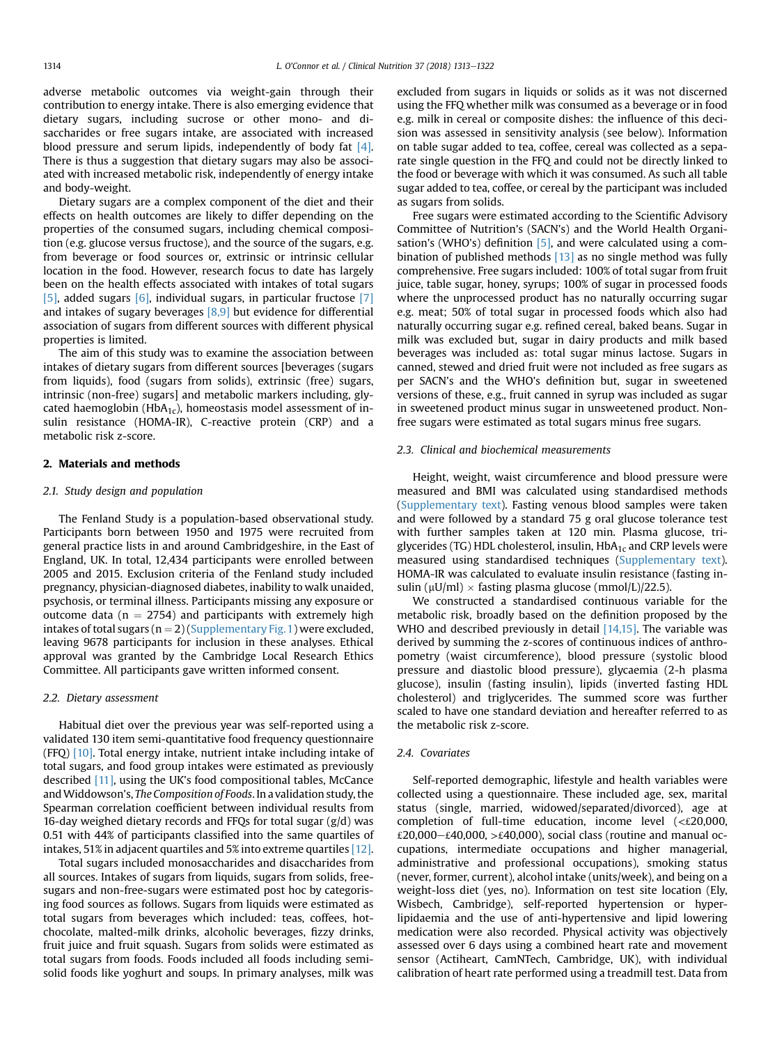adverse metabolic outcomes via weight-gain through their contribution to energy intake. There is also emerging evidence that dietary sugars, including sucrose or other mono- and di-saccharides or free sugars intake, are associated with increased blood pressure and serum lipids, independently of body fat [4]. There is thus a suggestion that dietary sugars may also be associated with increased metabolic risk, independently of energy intake and body-weight.

Dietary sugars are a complex component of the diet and their effects on health outcomes are likely to differ depending on the properties of the consumed sugars, including chemical composition (e.g. glucose versus fructose), and the source of the sugars, e.g. from beverage or food sources or, extrinsic or intrinsic cellular location in the food. However, research focus to date has largely been on the health effects associated with intakes of total sugars [5], added sugars [6], individual sugars, in particular fructose [7] and intakes of sugary beverages [8,9] but evidence for differential association of sugars from different sources with different physical properties is limited.

The aim of this study was to examine the association between intakes of dietary sugars from different sources [beverages (sugars from liquids), food (sugars from solids), extrinsic (free) sugars, intrinsic (non-free) sugars] and metabolic markers including, glycated haemoglobin ($HbA_{1c}$), homeostasis model assessment of insulin resistance (HOMA-IR), C-reactive protein (CRP) and a metabolic risk z-score.

## 2. Materials and methods

### 2.1. Study design and population

The Fenland Study is a population-based observational study. Participants born between 1950 and 1975 were recruited from general practice lists in and around Cambridgeshire, in the East of England, UK. In total, 12,434 participants were enrolled between 2005 and 2015. Exclusion criteria of the Fenland study included pregnancy, physician-diagnosed diabetes, inability to walk unaided, psychosis, or terminal illness. Participants missing any exposure or outcome data ($n = 2754$) and participants with extremely high intakes of total sugars ($n = 2$) (Supplementary Fig. 1) were excluded, leaving 9678 participants for inclusion in these analyses. Ethical approval was granted by the Cambridge Local Research Ethics Committee. All participants gave written informed consent.

### 2.2. Dietary assessment

Habitual diet over the previous year was self-reported using a validated 130 item semi-quantitative food frequency questionnaire (FFQ) [10]. Total energy intake, nutrient intake including intake of total sugars, and food group intakes were estimated as previously described [11], using the UK's food compositional tables, McCance and Widdowson's, *The Composition of Foods*. In a validation study, the Spearman correlation coefficient between individual results from 16-day weighed dietary records and FFQs for total sugar (g/d) was 0.51 with 44% of participants classified into the same quartiles of intakes, 51% in adjacent quartiles and 5% into extreme quartiles [12].

Total sugars included monosaccharides and disaccharides from all sources. Intakes of sugars from liquids, sugars from solids, free-sugars and non-free-sugars were estimated post hoc by categorising food sources as follows. Sugars from liquids were estimated as total sugars from beverages which included: teas, coffees, hot-chocolate, malted-milk drinks, alcoholic beverages, fizzy drinks, fruit juice and fruit squash. Sugars from solids were estimated as total sugars from foods. Foods included all foods including semi-solid foods like yoghurt and soups. In primary analyses, milk was excluded from sugars in liquids or solids as it was not discerned using the FFQ whether milk was consumed as a beverage or in food e.g. milk in cereal or composite dishes: the influence of this decision was assessed in sensitivity analysis (see below). Information on table sugar added to tea, coffee, cereal was collected as a separate single question in the FFQ and could not be directly linked to the food or beverage with which it was consumed. As such all table sugar added to tea, coffee, or cereal by the participant was included as sugars from solids.

Free sugars were estimated according to the Scientific Advisory Committee of Nutrition's (SACN's) and the World Health Organisation's (WHO's) definition [5], and were calculated using a combination of published methods [13] as no single method was fully comprehensive. Free sugars included: 100% of total sugar from fruit juice, table sugar, honey, syrups; 100% of sugar in processed foods where the unprocessed product has no naturally occurring sugar e.g. meat; 50% of total sugar in processed foods which also had naturally occurring sugar e.g. refined cereal, baked beans. Sugar in milk was excluded but, sugar in dairy products and milk based beverages was included as: total sugar minus lactose. Sugars in canned, stewed and dried fruit were not included as free sugars as per SACN's and the WHO's definition but, sugar in sweetened versions of these, e.g., fruit canned in syrup was included as sugar in sweetened product minus sugar in unsweetened product. Non-free sugars were estimated as total sugars minus free sugars.

### 2.3. Clinical and biochemical measurements

Height, weight, waist circumference and blood pressure were measured and BMI was calculated using standardised methods (Supplementary text). Fasting venous blood samples were taken and were followed by a standard 75 g oral glucose tolerance test with further samples taken at 120 min. Plasma glucose, triglycerides (TG) HDL cholesterol, insulin, $HbA_{1c}$ and CRP levels were measured using standardised techniques (Supplementary text). HOMA-IR was calculated to evaluate insulin resistance (fasting insulin ($\mu$U/ml) $\times$ fasting plasma glucose (mmol/L)/22.5).

We constructed a standardised continuous variable for the metabolic risk, broadly based on the definition proposed by the WHO and described previously in detail [14,15]. The variable was derived by summing the z-scores of continuous indices of anthropometry (waist circumference), blood pressure (systolic blood pressure and diastolic blood pressure), glycaemia (2-h plasma glucose), insulin (fasting insulin), lipids (inverted fasting HDL cholesterol) and triglycerides. The summed score was further scaled to have one standard deviation and hereafter referred to as the metabolic risk z-score.

### 2.4. Covariates

Self-reported demographic, lifestyle and health variables were collected using a questionnaire. These included age, sex, marital status (single, married, widowed/separated/divorced), age at completion of full-time education, income level (<£20,000, £20,000–£40,000, >£40,000), social class (routine and manual occupations, intermediate occupations and higher managerial, administrative and professional occupations), smoking status (never, former, current), alcohol intake (units/week), and being on a weight-loss diet (yes, no). Information on test site location (Ely, Wisbech, Cambridge), self-reported hypertension or hyperlipidaemia and the use of anti-hypertensive and lipid lowering medication were also recorded. Physical activity was objectively assessed over 6 days using a combined heart rate and movement sensor (Actiheart, CamNTech, Cambridge, UK), with individual calibration of heart rate performed using a treadmill test. Data from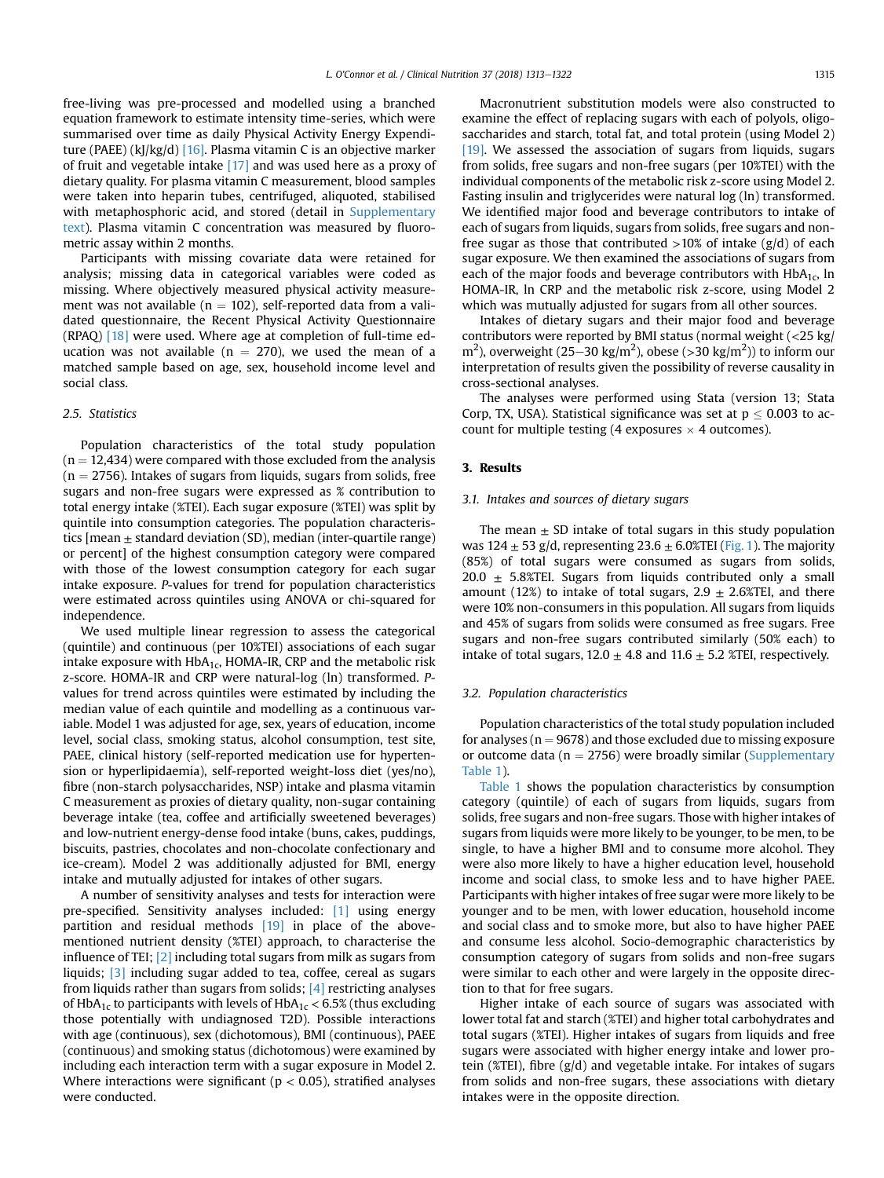free-living was pre-processed and modelled using a branched equation framework to estimate intensity time-series, which were summarised over time as daily Physical Activity Energy Expenditure (PAEE) (kJ/kg/d) [16]. Plasma vitamin C is an objective marker of fruit and vegetable intake [17] and was used here as a proxy of dietary quality. For plasma vitamin C measurement, blood samples were taken into heparin tubes, centrifuged, aliquoted, stabilised with metaphosphoric acid, and stored (detail in Supplementary text). Plasma vitamin C concentration was measured by fluorometric assay within 2 months.

Participants with missing covariate data were retained for analysis; missing data in categorical variables were coded as missing. Where objectively measured physical activity measurement was not available (n = 102), self-reported data from a validated questionnaire, the Recent Physical Activity Questionnaire (RPAQ) [18] were used. Where age at completion of full-time education was not available (n = 270), we used the mean of a matched sample based on age, sex, household income level and social class.

### 2.5. Statistics

Population characteristics of the total study population (n = 12,434) were compared with those excluded from the analysis (n = 2756). Intakes of sugars from liquids, sugars from solids, free sugars and non-free sugars were expressed as % contribution to total energy intake (%TEI). Each sugar exposure (%TEI) was split by quintile into consumption categories. The population characteristics [mean ± standard deviation (SD), median (inter-quartile range) or percent] of the highest consumption category were compared with those of the lowest consumption category for each sugar intake exposure. *P*-values for trend for population characteristics were estimated across quintiles using ANOVA or chi-squared for independence.

We used multiple linear regression to assess the categorical (quintile) and continuous (per 10%TEI) associations of each sugar intake exposure with $HbA_{1c}$, HOMA-IR, CRP and the metabolic risk z-score. HOMA-IR and CRP were natural-log (ln) transformed. *P*-values for trend across quintiles were estimated by including the median value of each quintile and modelling as a continuous variable. Model 1 was adjusted for age, sex, years of education, income level, social class, smoking status, alcohol consumption, test site, PAEE, clinical history (self-reported medication use for hypertension or hyperlipidaemia), self-reported weight-loss diet (yes/no), fibre (non-starch polysaccharides, NSP) intake and plasma vitamin C measurement as proxies of dietary quality, non-sugar containing beverage intake (tea, coffee and artificially sweetened beverages) and low-nutrient energy-dense food intake (buns, cakes, puddings, biscuits, pastries, chocolates and non-chocolate confectionary and ice-cream). Model 2 was additionally adjusted for BMI, energy intake and mutually adjusted for intakes of other sugars.

A number of sensitivity analyses and tests for interaction were pre-specified. Sensitivity analyses included: [1] using energy partition and residual methods [19] in place of the above-mentioned nutrient density (%TEI) approach, to characterise the influence of TEI; [2] including total sugars from milk as sugars from liquids; [3] including sugar added to tea, coffee, cereal as sugars from liquids rather than sugars from solids; [4] restricting analyses of $HbA_{1c}$ to participants with levels of $HbA_{1c}$ < 6.5% (thus excluding those potentially with undiagnosed T2D). Possible interactions with age (continuous), sex (dichotomous), BMI (continuous), PAEE (continuous) and smoking status (dichotomous) were examined by including each interaction term with a sugar exposure in Model 2. Where interactions were significant ($p < 0.05$), stratified analyses were conducted.

Macronutrient substitution models were also constructed to examine the effect of replacing sugars with each of polyols, oligosaccharides and starch, total fat, and total protein (using Model 2) [19]. We assessed the association of sugars from liquids, sugars from solids, free sugars and non-free sugars (per 10%TEI) with the individual components of the metabolic risk z-score using Model 2. Fasting insulin and triglycerides were natural log (ln) transformed. We identified major food and beverage contributors to intake of each of sugars from liquids, sugars from solids, free sugars and non-free sugar as those that contributed >10% of intake (g/d) of each sugar exposure. We then examined the associations of sugars from each of the major foods and beverage contributors with $HbA_{1c}$, ln HOMA-IR, ln CRP and the metabolic risk z-score, using Model 2 which was mutually adjusted for sugars from all other sources.

Intakes of dietary sugars and their major food and beverage contributors were reported by BMI status (normal weight (<25 kg/$m^2$), overweight (25–30 kg/$m^2$), obese (>30 kg/$m^2$)) to inform our interpretation of results given the possibility of reverse causality in cross-sectional analyses.

The analyses were performed using Stata (version 13; Stata Corp, TX, USA). Statistical significance was set at $p \leq 0.003$ to account for multiple testing (4 exposures × 4 outcomes).

## 3. Results

### 3.1. Intakes and sources of dietary sugars

The mean ± SD intake of total sugars in this study population was 124 ± 53 g/d, representing 23.6 ± 6.0%TEI (Fig. 1). The majority (85%) of total sugars were consumed as sugars from solids, 20.0 ± 5.8%TEI. Sugars from liquids contributed only a small amount (12%) to intake of total sugars, 2.9 ± 2.6%TEI, and there were 10% non-consumers in this population. All sugars from liquids and 45% of sugars from solids were consumed as free sugars. Free sugars and non-free sugars contributed similarly (50% each) to intake of total sugars, 12.0 ± 4.8 and 11.6 ± 5.2 %TEI, respectively.

### 3.2. Population characteristics

Population characteristics of the total study population included for analyses (n = 9678) and those excluded due to missing exposure or outcome data (n = 2756) were broadly similar (Supplementary Table 1).

Table 1 shows the population characteristics by consumption category (quintile) of each of sugars from liquids, sugars from solids, free sugars and non-free sugars. Those with higher intakes of sugars from liquids were more likely to be younger, to be men, to be single, to have a higher BMI and to consume more alcohol. They were also more likely to have a higher education level, household income and social class, to smoke less and to have higher PAEE. Participants with higher intakes of free sugar were more likely to be younger and to be men, with lower education, household income and social class and to smoke more, but also to have higher PAEE and consume less alcohol. Socio-demographic characteristics by consumption category of sugars from solids and non-free sugars were similar to each other and were largely in the opposite direction to that for free sugars.

Higher intake of each source of sugars was associated with lower total fat and starch (%TEI) and higher total carbohydrates and total sugars (%TEI). Higher intakes of sugars from liquids and free sugars were associated with higher energy intake and lower protein (%TEI), fibre (g/d) and vegetable intake. For intakes of sugars from solids and non-free sugars, these associations with dietary intakes were in the opposite direction.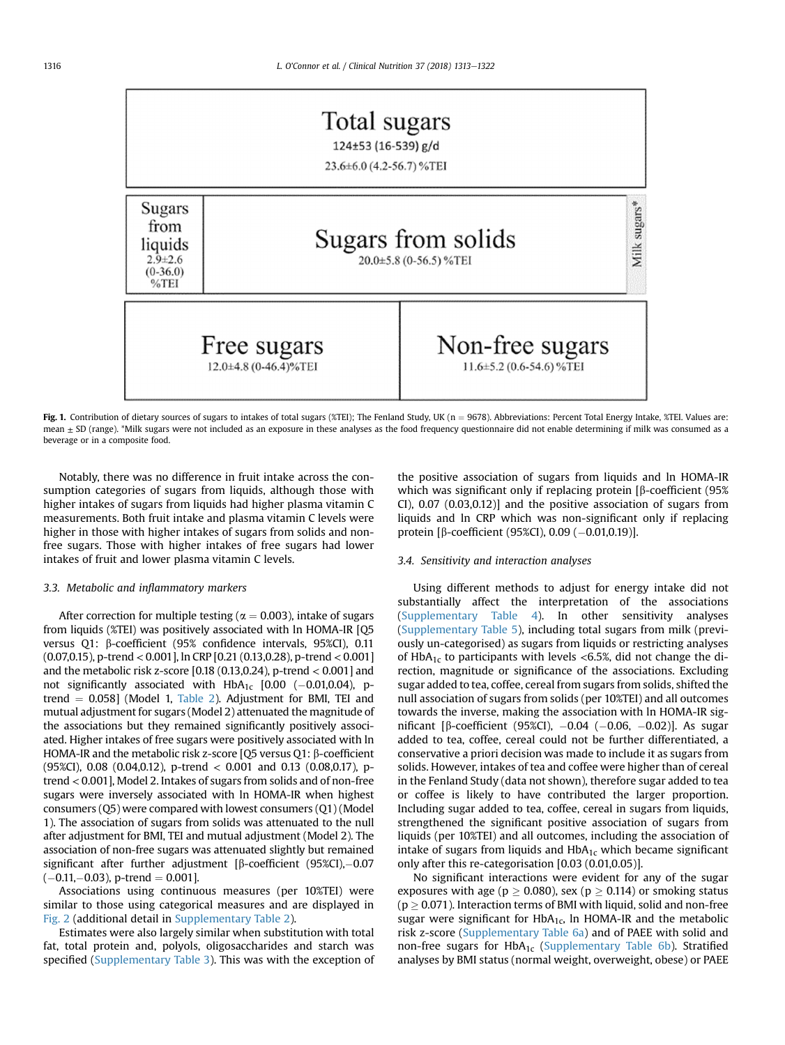Total sugars
124±53 (16-539) g/d
23.6±6.0 (4.2-56.7) %TEI

Sugars from liquids
2.9±2.6
(0-36.0)
%TEI

Sugars from solids
20.0±5.8 (0-56.5) %TEI

Milk sugars*

Free sugars
12.0±4.8 (0-46.4)%TEI

Non-free sugars
11.6±5.2 (0.6-54.6) %TEI

**Fig. 1.** Contribution of dietary sources of sugars to intakes of total sugars (%TEI); The Fenland Study, UK (n = 9678). Abbreviations: Percent Total Energy Intake, %TEI. Values are: mean ± SD (range). *Milk sugars were not included as an exposure in these analyses as the food frequency questionnaire did not enable determining if milk was consumed as a beverage or in a composite food.

Notably, there was no difference in fruit intake across the consumption categories of sugars from liquids, although those with higher intakes of sugars from liquids had higher plasma vitamin C measurements. Both fruit intake and plasma vitamin C levels were higher in those with higher intakes of sugars from solids and non-free sugars. Those with higher intakes of free sugars had lower intakes of fruit and lower plasma vitamin C levels.

### 3.3. Metabolic and inflammatory markers

After correction for multiple testing ($\alpha = 0.003$), intake of sugars from liquids (%TEI) was positively associated with ln HOMA-IR [Q5 versus Q1: β-coefficient (95% confidence intervals, 95%CI), 0.11 (0.07,0.15), p-trend < 0.001], ln CRP [0.21 (0.13,0.28), p-trend < 0.001] and the metabolic risk z-score [0.18 (0.13,0.24), p-trend < 0.001] and not significantly associated with $HbA_{1c}$ [0.00 (−0.01,0.04), p-trend = 0.058] (Model 1, Table 2). Adjustment for BMI, TEI and mutual adjustment for sugars (Model 2) attenuated the magnitude of the associations but they remained significantly positively associated. Higher intakes of free sugars were positively associated with ln HOMA-IR and the metabolic risk z-score [Q5 versus Q1: β-coefficient (95%CI), 0.08 (0.04,0.12), p-trend < 0.001 and 0.13 (0.08,0.17), p-trend < 0.001], Model 2. Intakes of sugars from solids and of non-free sugars were inversely associated with ln HOMA-IR when highest consumers (Q5) were compared with lowest consumers (Q1) (Model 1). The association of sugars from solids was attenuated to the null after adjustment for BMI, TEI and mutual adjustment (Model 2). The association of non-free sugars was attenuated slightly but remained significant after further adjustment [β-coefficient (95%CI),−0.07 (−0.11,−0.03), p-trend = 0.001].

Associations using continuous measures (per 10%TEI) were similar to those using categorical measures and are displayed in Fig. 2 (additional detail in Supplementary Table 2).

Estimates were also largely similar when substitution with total fat, total protein and, polyols, oligosaccharides and starch was specified (Supplementary Table 3). This was with the exception of the positive association of sugars from liquids and ln HOMA-IR which was significant only if replacing protein [β-coefficient (95% CI), 0.07 (0.03,0.12)] and the positive association of sugars from liquids and ln CRP which was non-significant only if replacing protein [β-coefficient (95%CI), 0.09 (−0.01,0.19)].

### 3.4. Sensitivity and interaction analyses

Using different methods to adjust for energy intake did not substantially affect the interpretation of the associations (Supplementary Table 4). In other sensitivity analyses (Supplementary Table 5), including total sugars from milk (previously un-categorised) as sugars from liquids or restricting analyses of $HbA_{1c}$ to participants with levels <6.5%, did not change the direction, magnitude or significance of the associations. Excluding sugar added to tea, coffee, cereal from sugars from solids, shifted the null association of sugars from solids (per 10%TEI) and all outcomes towards the inverse, making the association with ln HOMA-IR significant [β-coefficient (95%CI), −0.04 (−0.06, −0.02)]. As sugar added to tea, coffee, cereal could not be further differentiated, a conservative a priori decision was made to include it as sugars from solids. However, intakes of tea and coffee were higher than of cereal in the Fenland Study (data not shown), therefore sugar added to tea or coffee is likely to have contributed the larger proportion. Including sugar added to tea, coffee, cereal in sugars from liquids, strengthened the significant positive association of sugars from liquids (per 10%TEI) and all outcomes, including the association of intake of sugars from liquids and $HbA_{1c}$ which became significant only after this re-categorisation [0.03 (0.01,0.05)].

No significant interactions were evident for any of the sugar exposures with age ($p \geq 0.080$), sex ($p \geq 0.114$) or smoking status ($p \geq 0.071$). Interaction terms of BMI with liquid, solid and non-free sugar were significant for $HbA_{1c}$, ln HOMA-IR and the metabolic risk z-score (Supplementary Table 6a) and of PAEE with solid and non-free sugars for $HbA_{1c}$ (Supplementary Table 6b). Stratified analyses by BMI status (normal weight, overweight, obese) or PAEE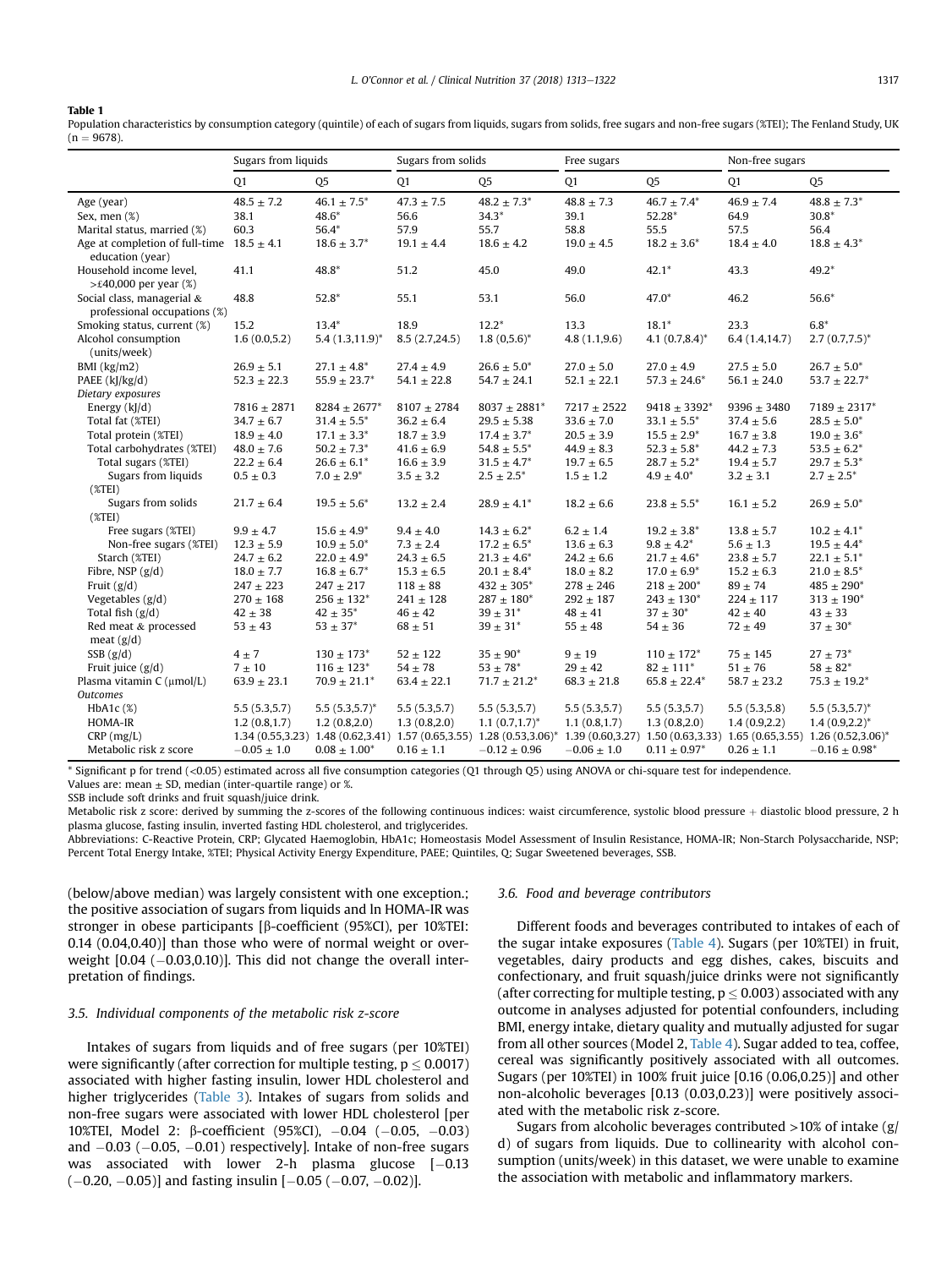**Table 1**
Population characteristics by consumption category (quintile) of each of sugars from liquids, sugars from solids, free sugars and non-free sugars (%TEI); The Fenland Study, UK (n = 9678).

| | Sugars from liquids | | Sugars from solids | | Free sugars | | Non-free sugars | |
|---|---|---|---|---|---|---|---|---|
| | Q1 | Q5 | Q1 | Q5 | Q1 | Q5 | Q1 | Q5 |
| Age (year) | 48.5 ± 7.2 | 46.1 ± 7.5* | 47.3 ± 7.5 | 48.2 ± 7.3* | 48.8 ± 7.3 | 46.7 ± 7.4* | 46.9 ± 7.4 | 48.8 ± 7.3* |
| Sex, men (%) | 38.1 | 48.6* | 56.6 | 34.3* | 39.1 | 52.28* | 64.9 | 30.8* |
| Marital status, married (%) | 60.3 | 56.4* | 57.9 | 55.7 | 58.8 | 55.5 | 57.5 | 56.4 |
| Age at completion of full-time education (year) | 18.5 ± 4.1 | 18.6 ± 3.7* | 19.1 ± 4.4 | 18.6 ± 4.2 | 19.0 ± 4.5 | 18.2 ± 3.6* | 18.4 ± 4.0 | 18.8 ± 4.3* |
| Household income level, >£40,000 per year (%) | 41.1 | 48.8* | 51.2 | 45.0 | 49.0 | 42.1* | 43.3 | 49.2* |
| Social class, managerial & professional occupations (%) | 48.8 | 52.8* | 55.1 | 53.1 | 56.0 | 47.0* | 46.2 | 56.6* |
| Smoking status, current (%) | 15.2 | 13.4* | 18.9 | 12.2* | 13.3 | 18.1* | 23.3 | 6.8* |
| Alcohol consumption (units/week) | 1.6 (0.0,5.2) | 5.4 (1.3,11.9)* | 8.5 (2.7,24.5) | 1.8 (0,5.6)* | 4.8 (1.1,9.6) | 4.1 (0.7,8.4)* | 6.4 (1.4,14.7) | 2.7 (0.7,7.5)* |
| BMI (kg/m2) | 26.9 ± 5.1 | 27.1 ± 4.8* | 27.4 ± 4.9 | 26.6 ± 5.0* | 27.0 ± 5.0 | 27.0 ± 4.9 | 27.5 ± 5.0 | 26.7 ± 5.0* |
| PAEE (kJ/kg/d) | 52.3 ± 22.3 | 55.9 ± 23.7* | 54.1 ± 22.8 | 54.7 ± 24.1 | 52.1 ± 22.1 | 57.3 ± 24.6* | 56.1 ± 24.0 | 53.7 ± 22.7* |
| *Dietary exposures* | | | | | | | | |
| Energy (kJ/d) | 7816 ± 2871 | 8284 ± 2677* | 8107 ± 2784 | 8037 ± 2881* | 7217 ± 2522 | 9418 ± 3392* | 9396 ± 3480 | 7189 ± 2317* |
| Total fat (%TEI) | 34.7 ± 6.7 | 31.4 ± 5.5* | 36.2 ± 6.4 | 29.5 ± 5.38 | 33.6 ± 7.0 | 33.1 ± 5.5* | 37.4 ± 5.6 | 28.5 ± 5.0* |
| Total protein (%TEI) | 18.9 ± 4.0 | 17.1 ± 3.3* | 18.7 ± 3.9 | 17.4 ± 3.7* | 20.5 ± 3.9 | 15.5 ± 2.9* | 16.7 ± 3.8 | 19.0 ± 3.6* |
| Total carbohydrates (%TEI) | 48.0 ± 7.6 | 50.2 ± 7.3* | 41.6 ± 6.9 | 54.8 ± 5.5* | 44.9 ± 8.3 | 52.3 ± 5.8* | 44.2 ± 7.3 | 53.5 ± 6.2* |
| Total sugars (%TEI) | 22.2 ± 6.4 | 26.6 ± 6.1* | 16.6 ± 3.9 | 31.5 ± 4.7* | 19.7 ± 6.5 | 28.7 ± 5.2* | 19.4 ± 5.7 | 29.7 ± 5.3* |
| Sugars from liquids (%TEI) | 0.5 ± 0.3 | 7.0 ± 2.9* | 3.5 ± 3.2 | 2.5 ± 2.5* | 1.5 ± 1.2 | 4.9 ± 4.0* | 3.2 ± 3.1 | 2.7 ± 2.5* |
| Sugars from solids (%TEI) | 21.7 ± 6.4 | 19.5 ± 5.6* | 13.2 ± 2.4 | 28.9 ± 4.1* | 18.2 ± 6.6 | 23.8 ± 5.5* | 16.1 ± 5.2 | 26.9 ± 5.0* |
| Free sugars (%TEI) | 9.9 ± 4.7 | 15.6 ± 4.9* | 9.4 ± 4.0 | 14.3 ± 6.2* | 6.2 ± 1.4 | 19.2 ± 3.8* | 13.8 ± 5.7 | 10.2 ± 4.1* |
| Non-free sugars (%TEI) | 12.3 ± 5.9 | 10.9 ± 5.0* | 7.3 ± 2.4 | 17.2 ± 6.5* | 13.6 ± 6.3 | 9.8 ± 4.2* | 5.6 ± 1.3 | 19.5 ± 4.4* |
| Starch (%TEI) | 24.7 ± 6.2 | 22.0 ± 4.9* | 24.3 ± 6.5 | 21.3 ± 4.6* | 24.2 ± 6.6 | 21.7 ± 4.6* | 23.8 ± 5.7 | 22.1 ± 5.1* |
| Fibre, NSP (g/d) | 18.0 ± 7.7 | 16.8 ± 6.7* | 15.3 ± 6.5 | 20.1 ± 8.4* | 18.0 ± 8.2 | 17.0 ± 6.9* | 15.2 ± 6.3 | 21.0 ± 8.5* |
| Fruit (g/d) | 247 ± 223 | 247 ± 217 | 118 ± 88 | 432 ± 305* | 278 ± 246 | 218 ± 200* | 89 ± 74 | 485 ± 290* |
| Vegetables (g/d) | 270 ± 168 | 256 ± 132* | 241 ± 128 | 287 ± 180* | 292 ± 187 | 243 ± 130* | 224 ± 117 | 313 ± 190* |
| Total fish (g/d) | 42 ± 38 | 42 ± 35* | 46 ± 42 | 39 ± 31* | 48 ± 41 | 37 ± 30* | 42 ± 40 | 43 ± 33 |
| Red meat & processed meat (g/d) | 53 ± 43 | 53 ± 37* | 68 ± 51 | 39 ± 31* | 55 ± 48 | 54 ± 36 | 72 ± 49 | 37 ± 30* |
| SSB (g/d) | 4 ± 7 | 130 ± 173* | 52 ± 122 | 35 ± 90* | 9 ± 19 | 110 ± 172* | 75 ± 145 | 27 ± 73* |
| Fruit juice (g/d) | 7 ± 10 | 116 ± 123* | 54 ± 78 | 53 ± 78* | 29 ± 42 | 82 ± 111* | 51 ± 76 | 58 ± 82* |
| Plasma vitamin C (μmol/L) | 63.9 ± 23.1 | 70.9 ± 21.1* | 63.4 ± 22.1 | 71.7 ± 21.2* | 68.3 ± 21.8 | 65.8 ± 22.4* | 58.7 ± 23.2 | 75.3 ± 19.2* |
| *Outcomes* | | | | | | | | |
| HbA1c (%) | 5.5 (5.3,5.7) | 5.5 (5.3,5.7)* | 5.5 (5.3,5.7) | 5.5 (5.3,5.7) | 5.5 (5.3,5.7) | 5.5 (5.3,5.7) | 5.5 (5.3,5.8) | 5.5 (5.3,5.7)* |
| HOMA-IR | 1.2 (0.8,1.7) | 1.2 (0.8,2.0) | 1.3 (0.8,2.0) | 1.1 (0.7,1.7)* | 1.1 (0.8,1.7) | 1.3 (0.8,2.0) | 1.4 (0.9,2.2) | 1.4 (0.9,2.2)* |
| CRP (mg/L) | 1.34 (0.55,3.23) | 1.48 (0.62,3.41) | 1.57 (0.65,3.55) | 1.28 (0.53,3.06)* | 1.39 (0.60,3.27) | 1.50 (0.63,3.33) | 1.65 (0.65,3.55) | 1.26 (0.52,3.06)* |
| Metabolic risk z score | −0.05 ± 1.0 | 0.08 ± 1.00* | 0.16 ± 1.1 | −0.12 ± 0.96 | −0.06 ± 1.0 | 0.11 ± 0.97* | 0.26 ± 1.1 | −0.16 ± 0.98* |

* Significant p for trend (<0.05) estimated across all five consumption categories (Q1 through Q5) using ANOVA or chi-square test for independence.
Values are: mean ± SD, median (inter-quartile range) or %.
SSB include soft drinks and fruit squash/juice drink.
Metabolic risk z score: derived by summing the z-scores of the following continuous indices: waist circumference, systolic blood pressure + diastolic blood pressure, 2 h plasma glucose, fasting insulin, inverted fasting HDL cholesterol, and triglycerides.
Abbreviations: C-Reactive Protein, CRP; Glycated Haemoglobin, HbA1c; Homeostasis Model Assessment of Insulin Resistance, HOMA-IR; Non-Starch Polysaccharide, NSP; Percent Total Energy Intake, %TEI; Physical Activity Energy Expenditure, PAEE; Quintiles, Q; Sugar Sweetened beverages, SSB.

(below/above median) was largely consistent with one exception.; the positive association of sugars from liquids and ln HOMA-IR was stronger in obese participants [β-coefficient (95%CI), per 10%TEI: 0.14 (0.04,0.40)] than those who were of normal weight or overweight [0.04 (−0.03,0.10)]. This did not change the overall interpretation of findings.

### 3.5. Individual components of the metabolic risk z-score

Intakes of sugars from liquids and of free sugars (per 10%TEI) were significantly (after correction for multiple testing, $p \leq 0.0017$) associated with higher fasting insulin, lower HDL cholesterol and higher triglycerides (Table 3). Intakes of sugars from solids and non-free sugars were associated with lower HDL cholesterol [per 10%TEI, Model 2: β-coefficient (95%CI), −0.04 (−0.05, −0.03) and −0.03 (−0.05, −0.01) respectively]. Intake of non-free sugars was associated with lower 2-h plasma glucose [−0.13 (−0.20, −0.05)] and fasting insulin [−0.05 (−0.07, −0.02)].

### 3.6. Food and beverage contributors

Different foods and beverages contributed to intakes of each of the sugar intake exposures (Table 4). Sugars (per 10%TEI) in fruit, vegetables, dairy products and egg dishes, cakes, biscuits and confectionary, and fruit squash/juice drinks were not significantly (after correcting for multiple testing, $p \leq 0.003$) associated with any outcome in analyses adjusted for potential confounders, including BMI, energy intake, dietary quality and mutually adjusted for sugar from all other sources (Model 2, Table 4). Sugar added to tea, coffee, cereal was significantly positively associated with all outcomes. Sugars (per 10%TEI) in 100% fruit juice [0.16 (0.06,0.25)] and other non-alcoholic beverages [0.13 (0.03,0.23)] were positively associated with the metabolic risk z-score.

Sugars from alcoholic beverages contributed >10% of intake (g/d) of sugars from liquids. Due to collinearity with alcohol consumption (units/week) in this dataset, we were unable to examine the association with metabolic and inflammatory markers.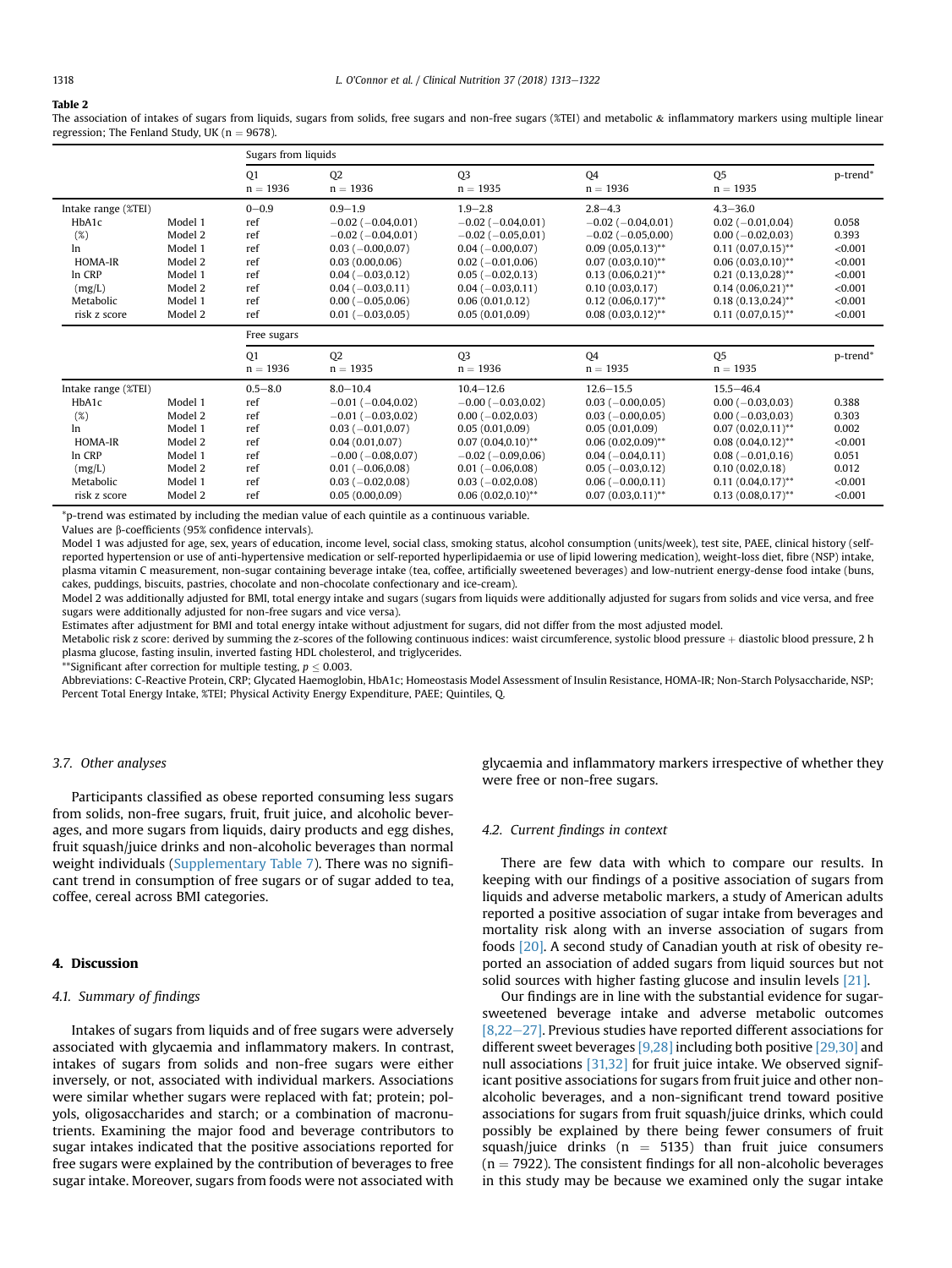**Table 2**
The association of intakes of sugars from liquids, sugars from solids, free sugars and non-free sugars (%TEI) and metabolic & inflammatory markers using multiple linear regression; The Fenland Study, UK (n = 9678).

| | | Sugars from liquids | | | | | |
|---|---|---|---|---|---|---|---|
| | | Q1 n = 1936 | Q2 n = 1936 | Q3 n = 1935 | Q4 n = 1936 | Q5 n = 1935 | p-trend* |
| Intake range (%TEI) | | 0−0.9 | 0.9−1.9 | 1.9−2.8 | 2.8−4.3 | 4.3−36.0 | |
| HbA1c | Model 1 | ref | −0.02 (−0.04,0.01) | −0.02 (−0.04,0.01) | −0.02 (−0.04,0.01) | 0.02 (−0.01,0.04) | 0.058 |
| (%) | Model 2 | ref | −0.02 (−0.04,0.01) | −0.02 (−0.05,0.01) | −0.02 (−0.05,0.00) | 0.00 (−0.02,0.03) | 0.393 |
| ln | Model 1 | ref | 0.03 (−0.00,0.07) | 0.04 (−0.00,0.07) | 0.09 (0.05,0.13)** | 0.11 (0.07,0.15)** | <0.001 |
| HOMA-IR | Model 2 | ref | 0.03 (0.00,0.06) | 0.02 (−0.01,0.06) | 0.07 (0.03,0.10)** | 0.06 (0.03,0.10)** | <0.001 |
| ln CRP | Model 1 | ref | 0.04 (−0.03,0.12) | 0.05 (−0.02,0.13) | 0.13 (0.06,0.21)** | 0.21 (0.13,0.28)** | <0.001 |
| (mg/L) | Model 2 | ref | 0.04 (−0.03,0.11) | 0.04 (−0.03,0.11) | 0.10 (0.03,0.17) | 0.14 (0.06,0.21)** | <0.001 |
| Metabolic | Model 1 | ref | 0.00 (−0.05,0.06) | 0.06 (0.01,0.12) | 0.12 (0.06,0.17)** | 0.18 (0.13,0.24)** | <0.001 |
| risk z score | Model 2 | ref | 0.01 (−0.03,0.05) | 0.05 (0.01,0.09) | 0.08 (0.03,0.12)** | 0.11 (0.07,0.15)** | <0.001 |
| | | Free sugars | | | | | |
| | | Q1 n = 1936 | Q2 n = 1935 | Q3 n = 1936 | Q4 n = 1935 | Q5 n = 1935 | p-trend* |
| Intake range (%TEI) | | 0.5−8.0 | 8.0−10.4 | 10.4−12.6 | 12.6−15.5 | 15.5−46.4 | |
| HbA1c | Model 1 | ref | −0.01 (−0.04,0.02) | −0.00 (−0.03,0.02) | 0.03 (−0.00,0.05) | 0.00 (−0.03,0.03) | 0.388 |
| (%) | Model 2 | ref | −0.01 (−0.03,0.02) | 0.00 (−0.02,0.03) | 0.03 (−0.00,0.05) | 0.00 (−0.03,0.03) | 0.303 |
| ln | Model 1 | ref | 0.03 (−0.01,0.07) | 0.05 (0.01,0.09) | 0.05 (0.01,0.09) | 0.07 (0.02,0.11)** | 0.002 |
| HOMA-IR | Model 2 | ref | 0.04 (0.01,0.07) | 0.07 (0.04,0.10)** | 0.06 (0.02,0.09)** | 0.08 (0.04,0.12)** | <0.001 |
| ln CRP | Model 1 | ref | −0.00 (−0.08,0.07) | −0.02 (−0.09,0.06) | 0.04 (−0.04,0.11) | 0.08 (−0.01,0.16) | 0.051 |
| (mg/L) | Model 2 | ref | 0.01 (−0.06,0.08) | 0.01 (−0.06,0.08) | 0.05 (−0.03,0.12) | 0.10 (0.02,0.18) | 0.012 |
| Metabolic | Model 1 | ref | 0.03 (−0.02,0.08) | 0.03 (−0.02,0.08) | 0.06 (−0.00,0.11) | 0.11 (0.04,0.17)** | <0.001 |
| risk z score | Model 2 | ref | 0.05 (0.00,0.09) | 0.06 (0.02,0.10)** | 0.07 (0.03,0.11)** | 0.13 (0.08,0.17)** | <0.001 |

*p-trend was estimated by including the median value of each quintile as a continuous variable.
Values are β-coefficients (95% confidence intervals).
Model 1 was adjusted for age, sex, years of education, income level, social class, smoking status, alcohol consumption (units/week), test site, PAEE, clinical history (self-reported hypertension or use of anti-hypertensive medication or self-reported hyperlipidaemia or use of lipid lowering medication), weight-loss diet, fibre (NSP) intake, plasma vitamin C measurement, non-sugar containing beverage intake (tea, coffee, artificially sweetened beverages) and low-nutrient energy-dense food intake (buns, cakes, puddings, biscuits, pastries, chocolate and non-chocolate confectionary and ice-cream).
Model 2 was additionally adjusted for BMI, total energy intake and sugars (sugars from liquids were additionally adjusted for sugars from solids and vice versa, and free sugars were additionally adjusted for non-free sugars and vice versa).
Estimates after adjustment for BMI and total energy intake without adjustment for sugars, did not differ from the most adjusted model.
Metabolic risk z score: derived by summing the z-scores of the following continuous indices: waist circumference, systolic blood pressure + diastolic blood pressure, 2 h plasma glucose, fasting insulin, inverted fasting HDL cholesterol, and triglycerides.
**Significant after correction for multiple testing, $p \leq 0.003$.
Abbreviations: C-Reactive Protein, CRP; Glycated Haemoglobin, HbA1c; Homeostasis Model Assessment of Insulin Resistance, HOMA-IR; Non-Starch Polysaccharide, NSP; Percent Total Energy Intake, %TEI; Physical Activity Energy Expenditure, PAEE; Quintiles, Q.

### *3.7. Other analyses*

Participants classified as obese reported consuming less sugars from solids, non-free sugars, fruit, fruit juice, and alcoholic beverages, and more sugars from liquids, dairy products and egg dishes, fruit squash/juice drinks and non-alcoholic beverages than normal weight individuals (Supplementary Table 7). There was no significant trend in consumption of free sugars or of sugar added to tea, coffee, cereal across BMI categories.

## 4. Discussion

### *4.1. Summary of findings*

Intakes of sugars from liquids and of free sugars were adversely associated with glycaemia and inflammatory makers. In contrast, intakes of sugars from solids and non-free sugars were either inversely, or not, associated with individual markers. Associations were similar whether sugars were replaced with fat; protein; polyols, oligosaccharides and starch; or a combination of macronutrients. Examining the major food and beverage contributors to sugar intakes indicated that the positive associations reported for free sugars were explained by the contribution of beverages to free sugar intake. Moreover, sugars from foods were not associated with glycaemia and inflammatory markers irrespective of whether they were free or non-free sugars.

### *4.2. Current findings in context*

There are few data with which to compare our results. In keeping with our findings of a positive association of sugars from liquids and adverse metabolic markers, a study of American adults reported a positive association of sugar intake from beverages and mortality risk along with an inverse association of sugars from foods [20]. A second study of Canadian youth at risk of obesity reported an association of added sugars from liquid sources but not solid sources with higher fasting glucose and insulin levels [21].

Our findings are in line with the substantial evidence for sugar-sweetened beverage intake and adverse metabolic outcomes [8,22−27]. Previous studies have reported different associations for different sweet beverages [9,28] including both positive [29,30] and null associations [31,32] for fruit juice intake. We observed significant positive associations for sugars from fruit juice and other non-alcoholic beverages, and a non-significant trend toward positive associations for sugars from fruit squash/juice drinks, which could possibly be explained by there being fewer consumers of fruit squash/juice drinks (n = 5135) than fruit juice consumers (n = 7922). The consistent findings for all non-alcoholic beverages in this study may be because we examined only the sugar intake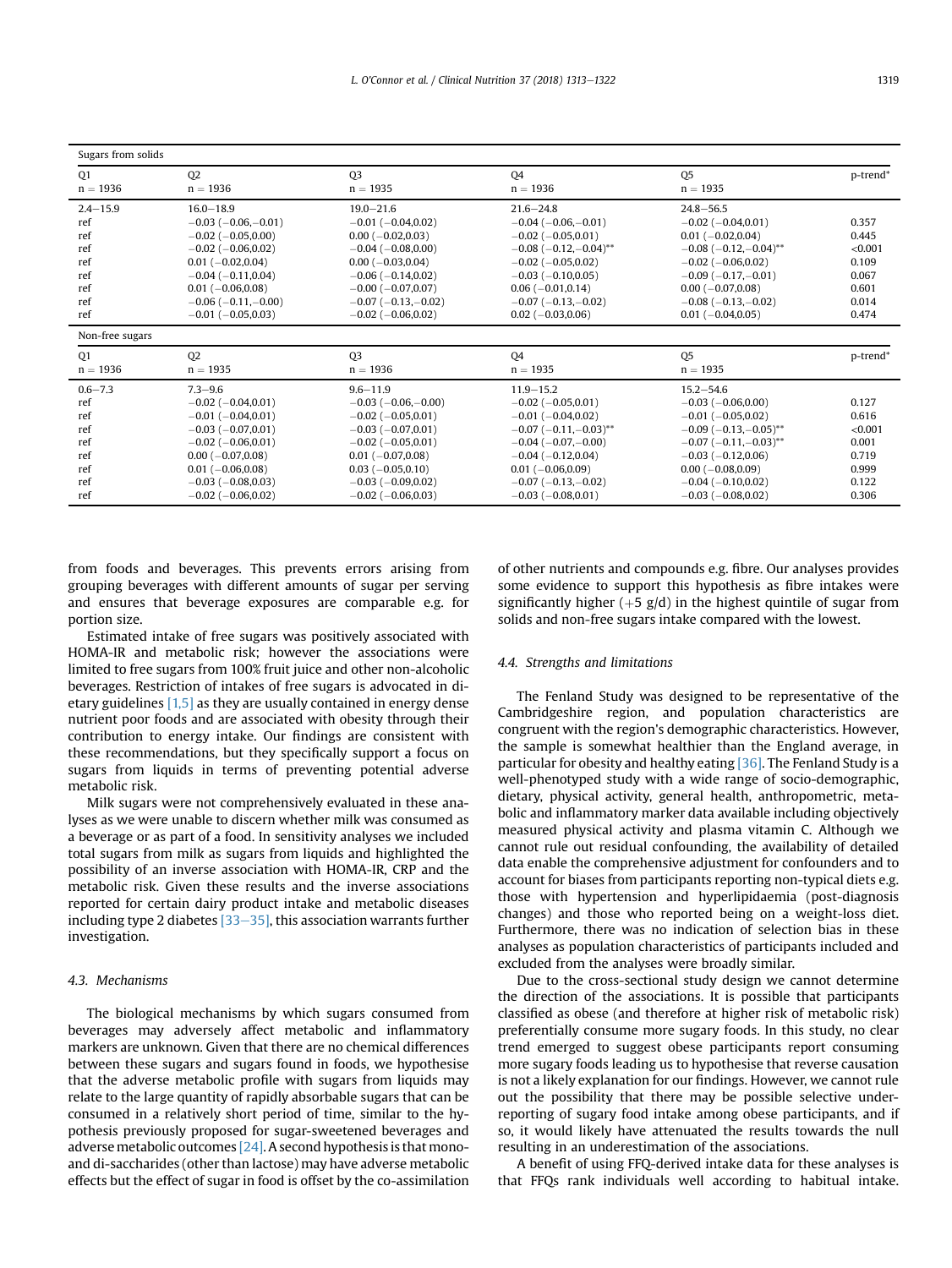| Sugars from solids | | | | | |
|---|---|---|---|---|---|
| Q1 n = 1936 | Q2 n = 1936 | Q3 n = 1935 | Q4 n = 1936 | Q5 n = 1935 | p-trend* |
| 2.4−15.9 | 16.0−18.9 | 19.0−21.6 | 21.6−24.8 | 24.8−56.5 | |
| ref | −0.03 (−0.06,−0.01) | −0.01 (−0.04,0.02) | −0.04 (−0.06,−0.01) | −0.02 (−0.04,0.01) | 0.357 |
| ref | −0.02 (−0.05,0.00) | 0.00 (−0.02,0.03) | −0.02 (−0.05,0.01) | 0.01 (−0.02,0.04) | 0.445 |
| ref | −0.02 (−0.06,0.02) | −0.04 (−0.08,0.00) | −0.08 (−0.12,−0.04)** | −0.08 (−0.12,−0.04)** | <0.001 |
| ref | 0.01 (−0.02,0.04) | 0.00 (−0.03,0.04) | −0.02 (−0.05,0.02) | −0.02 (−0.06,0.02) | 0.109 |
| ref | −0.04 (−0.11,0.04) | −0.06 (−0.14,0.02) | −0.03 (−0.10,0.05) | −0.09 (−0.17,−0.01) | 0.067 |
| ref | 0.01 (−0.06,0.08) | −0.00 (−0.07,0.07) | 0.06 (−0.01,0.14) | 0.00 (−0.07,0.08) | 0.601 |
| ref | −0.06 (−0.11,−0.00) | −0.07 (−0.13,−0.02) | −0.07 (−0.13,−0.02) | −0.08 (−0.13,−0.02) | 0.014 |
| ref | −0.01 (−0.05,0.03) | −0.02 (−0.06,0.02) | 0.02 (−0.03,0.06) | 0.01 (−0.04,0.05) | 0.474 |
| **Non-free sugars** | | | | | |
| Q1 n = 1936 | Q2 n = 1935 | Q3 n = 1936 | Q4 n = 1935 | Q5 n = 1935 | p-trend* |
| 0.6−7.3 | 7.3−9.6 | 9.6−11.9 | 11.9−15.2 | 15.2−54.6 | |
| ref | −0.02 (−0.04,0.01) | −0.03 (−0.06,−0.00) | −0.02 (−0.05,0.01) | −0.03 (−0.06,0.00) | 0.127 |
| ref | −0.01 (−0.04,0.01) | −0.02 (−0.05,0.01) | −0.01 (−0.04,0.02) | −0.01 (−0.05,0.02) | 0.616 |
| ref | −0.03 (−0.07,0.01) | −0.03 (−0.07,0.01) | −0.07 (−0.11,−0.03)** | −0.09 (−0.13,−0.05)** | <0.001 |
| ref | −0.02 (−0.06,0.01) | −0.02 (−0.05,0.01) | −0.04 (−0.07,−0.00) | −0.07 (−0.11,−0.03)** | 0.001 |
| ref | 0.00 (−0.07,0.08) | 0.01 (−0.07,0.08) | −0.04 (−0.12,0.04) | −0.03 (−0.12,0.06) | 0.719 |
| ref | 0.01 (−0.06,0.08) | 0.03 (−0.05,0.10) | 0.01 (−0.06,0.09) | 0.00 (−0.08,0.09) | 0.999 |
| ref | −0.03 (−0.08,0.03) | −0.03 (−0.09,0.02) | −0.07 (−0.13,−0.02) | −0.04 (−0.10,0.02) | 0.122 |
| ref | −0.02 (−0.06,0.02) | −0.02 (−0.06,0.03) | −0.03 (−0.08,0.01) | −0.03 (−0.08,0.02) | 0.306 |

from foods and beverages. This prevents errors arising from grouping beverages with different amounts of sugar per serving and ensures that beverage exposures are comparable e.g. for portion size.

Estimated intake of free sugars was positively associated with HOMA-IR and metabolic risk; however the associations were limited to free sugars from 100% fruit juice and other non-alcoholic beverages. Restriction of intakes of free sugars is advocated in dietary guidelines [1,5] as they are usually contained in energy dense nutrient poor foods and are associated with obesity through their contribution to energy intake. Our findings are consistent with these recommendations, but they specifically support a focus on sugars from liquids in terms of preventing potential adverse metabolic risk.

Milk sugars were not comprehensively evaluated in these analyses as we were unable to discern whether milk was consumed as a beverage or as part of a food. In sensitivity analyses we included total sugars from milk as sugars from liquids and highlighted the possibility of an inverse association with HOMA-IR, CRP and the metabolic risk. Given these results and the inverse associations reported for certain dairy product intake and metabolic diseases including type 2 diabetes [33–35], this association warrants further investigation.

### 4.3. Mechanisms

The biological mechanisms by which sugars consumed from beverages may adversely affect metabolic and inflammatory markers are unknown. Given that there are no chemical differences between these sugars and sugars found in foods, we hypothesise that the adverse metabolic profile with sugars from liquids may relate to the large quantity of rapidly absorbable sugars that can be consumed in a relatively short period of time, similar to the hypothesis previously proposed for sugar-sweetened beverages and adverse metabolic outcomes [24]. A second hypothesis is that mono- and di-saccharides (other than lactose) may have adverse metabolic effects but the effect of sugar in food is offset by the co-assimilation of other nutrients and compounds e.g. fibre. Our analyses provides some evidence to support this hypothesis as fibre intakes were significantly higher (+5 g/d) in the highest quintile of sugar from solids and non-free sugars intake compared with the lowest.

### 4.4. Strengths and limitations

The Fenland Study was designed to be representative of the Cambridgeshire region, and population characteristics are congruent with the region's demographic characteristics. However, the sample is somewhat healthier than the England average, in particular for obesity and healthy eating [36]. The Fenland Study is a well-phenotyped study with a wide range of socio-demographic, dietary, physical activity, general health, anthropometric, metabolic and inflammatory marker data available including objectively measured physical activity and plasma vitamin C. Although we cannot rule out residual confounding, the availability of detailed data enable the comprehensive adjustment for confounders and to account for biases from participants reporting non-typical diets e.g. those with hypertension and hyperlipidaemia (post-diagnosis changes) and those who reported being on a weight-loss diet. Furthermore, there was no indication of selection bias in these analyses as population characteristics of participants included and excluded from the analyses were broadly similar.

Due to the cross-sectional study design we cannot determine the direction of the associations. It is possible that participants classified as obese (and therefore at higher risk of metabolic risk) preferentially consume more sugary foods. In this study, no clear trend emerged to suggest obese participants report consuming more sugary foods leading us to hypothesise that reverse causation is not a likely explanation for our findings. However, we cannot rule out the possibility that there may be possible selective under-reporting of sugary food intake among obese participants, and if so, it would likely have attenuated the results towards the null resulting in an underestimation of the associations.

A benefit of using FFQ-derived intake data for these analyses is that FFQs rank individuals well according to habitual intake.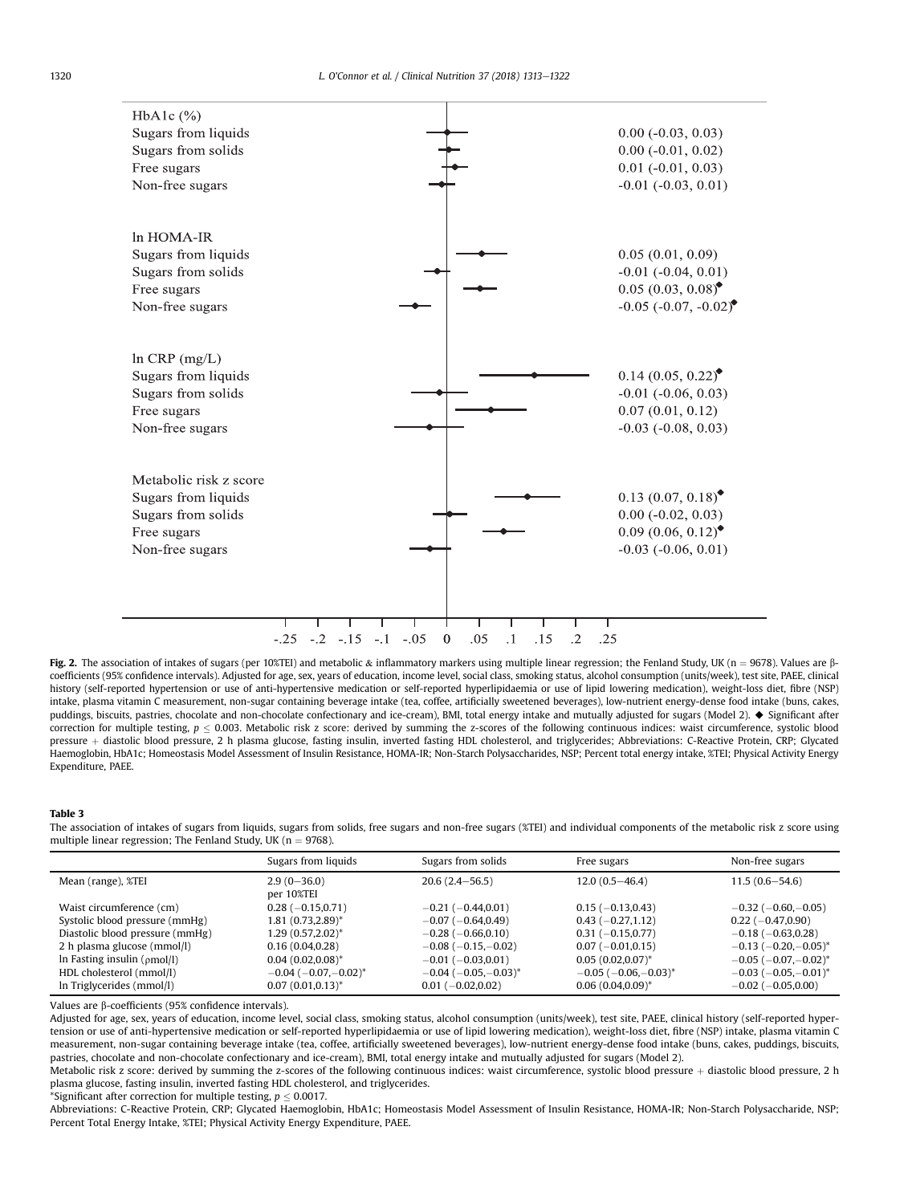| | β-coefficient (95% CI) |
|---|---|
| **HbA1c (%)** | |
| Sugars from liquids | 0.00 (-0.03, 0.03) |
| Sugars from solids | 0.00 (-0.01, 0.02) |
| Free sugars | 0.01 (-0.01, 0.03) |
| Non-free sugars | -0.01 (-0.03, 0.01) |
| **ln HOMA-IR** | |
| Sugars from liquids | 0.05 (0.01, 0.09) |
| Sugars from solids | -0.01 (-0.04, 0.01) |
| Free sugars | 0.05 (0.03, 0.08)◆ |
| Non-free sugars | -0.05 (-0.07, -0.02)◆ |
| **ln CRP (mg/L)** | |
| Sugars from liquids | 0.14 (0.05, 0.22)◆ |
| Sugars from solids | -0.01 (-0.06, 0.03) |
| Free sugars | 0.07 (0.01, 0.12) |
| Non-free sugars | -0.03 (-0.08, 0.03) |
| **Metabolic risk z score** | |
| Sugars from liquids | 0.13 (0.07, 0.18)◆ |
| Sugars from solids | 0.00 (-0.02, 0.03) |
| Free sugars | 0.09 (0.06, 0.12)◆ |
| Non-free sugars | -0.03 (-0.06, 0.01) |

**Fig. 2.** The association of intakes of sugars (per 10%TEI) and metabolic & inflammatory markers using multiple linear regression; the Fenland Study, UK ($n = 9678$). Values are β-coefficients (95% confidence intervals). Adjusted for age, sex, years of education, income level, social class, smoking status, alcohol consumption (units/week), test site, PAEE, clinical history (self-reported hypertension or use of anti-hypertensive medication or self-reported hyperlipidaemia or use of lipid lowering medication), weight-loss diet, fibre (NSP) intake, plasma vitamin C measurement, non-sugar containing beverage intake (tea, coffee, artificially sweetened beverages), low-nutrient energy-dense food intake (buns, cakes, puddings, biscuits, pastries, chocolate and non-chocolate confectionary and ice-cream), BMI, total energy intake and mutually adjusted for sugars (Model 2). ◆ Significant after correction for multiple testing, $p \leq 0.003$. Metabolic risk z score: derived by summing the z-scores of the following continuous indices: waist circumference, systolic blood pressure + diastolic blood pressure, 2 h plasma glucose, fasting insulin, inverted fasting HDL cholesterol, and triglycerides; Abbreviations: C-Reactive Protein, CRP; Glycated Haemoglobin, HbA1c; Homeostasis Model Assessment of Insulin Resistance, HOMA-IR; Non-Starch Polysaccharides, NSP; Percent total energy intake, %TEI; Physical Activity Energy Expenditure, PAEE.

**Table 3**
The association of intakes of sugars from liquids, sugars from solids, free sugars and non-free sugars (%TEI) and individual components of the metabolic risk z score using multiple linear regression; The Fenland Study, UK ($n = 9768$).

| | Sugars from liquids | Sugars from solids | Free sugars | Non-free sugars |
|---|---|---|---|---|
| Mean (range), %TEI | 2.9 (0–36.0) per 10%TEI | 20.6 (2.4–56.5) | 12.0 (0.5–46.4) | 11.5 (0.6–54.6) |
| Waist circumference (cm) | 0.28 (−0.15,0.71) | −0.21 (−0.44,0.01) | 0.15 (−0.13,0.43) | −0.32 (−0.60,−0.05) |
| Systolic blood pressure (mmHg) | 1.81 (0.73,2.89)* | −0.07 (−0.64,0.49) | 0.43 (−0.27,1.12) | 0.22 (−0.47,0.90) |
| Diastolic blood pressure (mmHg) | 1.29 (0.57,2.02)* | −0.28 (−0.66,0.10) | 0.31 (−0.15,0.77) | −0.18 (−0.63,0.28) |
| 2 h plasma glucose (mmol/l) | 0.16 (0.04,0.28) | −0.08 (−0.15,−0.02) | 0.07 (−0.01,0.15) | −0.13 (−0.20,−0.05)* |
| ln Fasting insulin (ρmol/l) | 0.04 (0.02,0.08)* | −0.01 (−0.03,0.01) | 0.05 (0.02,0.07)* | −0.05 (−0.07,−0.02)* |
| HDL cholesterol (mmol/l) | −0.04 (−0.07,−0.02)* | −0.04 (−0.05,−0.03)* | −0.05 (−0.06,−0.03)* | −0.03 (−0.05,−0.01)* |
| ln Triglycerides (mmol/l) | 0.07 (0.01,0.13)* | 0.01 (−0.02,0.02) | 0.06 (0.04,0.09)* | −0.02 (−0.05,0.00) |

Values are β-coefficients (95% confidence intervals).

Adjusted for age, sex, years of education, income level, social class, smoking status, alcohol consumption (units/week), test site, PAEE, clinical history (self-reported hypertension or use of anti-hypertensive medication or self-reported hyperlipidaemia or use of lipid lowering medication), weight-loss diet, fibre (NSP) intake, plasma vitamin C measurement, non-sugar containing beverage intake (tea, coffee, artificially sweetened beverages), low-nutrient energy-dense food intake (buns, cakes, puddings, biscuits, pastries, chocolate and non-chocolate confectionary and ice-cream), BMI, total energy intake and mutually adjusted for sugars (Model 2).

Metabolic risk z score: derived by summing the z-scores of the following continuous indices: waist circumference, systolic blood pressure + diastolic blood pressure, 2 h plasma glucose, fasting insulin, inverted fasting HDL cholesterol, and triglycerides.

*Significant after correction for multiple testing, $p \leq 0.0017$.

Abbreviations: C-Reactive Protein, CRP; Glycated Haemoglobin, HbA1c; Homeostasis Model Assessment of Insulin Resistance, HOMA-IR; Non-Starch Polysaccharide, NSP; Percent Total Energy Intake, %TEI; Physical Activity Energy Expenditure, PAEE.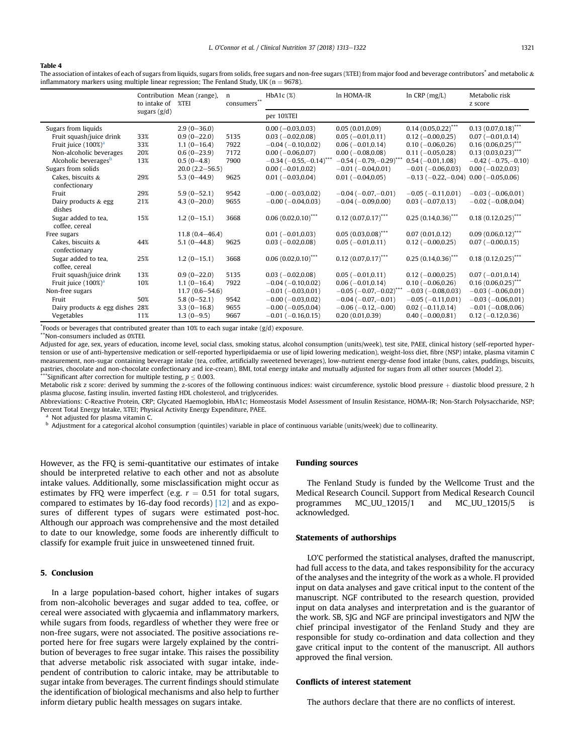**Table 4**

The association of intakes of each of sugars from liquids, sugars from solids, free sugars and non-free sugars (%TEI) from major food and beverage contributors* and metabolic & inflammatory markers using multiple linear regression; The Fenland Study, UK (n = 9678).

| | Contribution to intake of sugars (g/d) | Mean (range), %TEI | n consumers** | HbA1c (%) | ln HOMA-IR | ln CRP (mg/L) | Metabolic risk z score |
|---|---|---|---|---|---|---|---|
| | | | | per 10%TEI | | | |
| Sugars from liquids | | 2.9 (0–36.0) | | 0.00 (−0.03,0.03) | 0.05 (0.01,0.09) | 0.14 (0.05,0.22)*** | 0.13 (0.07,0.18)*** |
| Fruit squash/juice drink | 33% | 0.9 (0–22.0) | 5135 | 0.03 (−0.02,0.08) | 0.05 (−0.01,0.11) | 0.12 (−0.00,0.25) | 0.07 (−0.01,0.14) |
| Fruit juice (100%)[a] | 33% | 1.1 (0–16.4) | 7922 | −0.04 (−0.10,0.02) | 0.06 (−0.01,0.14) | 0.10 (−0.06,0.26) | 0.16 (0.06,0.25)*** |
| Non-alcoholic beverages | 20% | 0.6 (0–23.9) | 7172 | 0.00 (−0.06,0.07) | 0.00 (−0.08,0.08) | 0.11 (−0.05,0.28) | 0.13 (0.03,0.23)*** |
| Alcoholic beverages[b] | 13% | 0.5 (0–4.8) | 7900 | −0.34 (−0.55,−0.14)*** | −0.54 (−0.79,−0.29)*** | 0.54 (−0.01,1.08) | −0.42 (−0.75,−0.10) |
| Sugars from solids | | 20.0 (2.2–56.5) | | 0.00 (−0.01,0.02) | −0.01 (−0.04,0.01) | −0.01 (−0.06,0.03) | 0.00 (−0.02,0.03) |
| Cakes, biscuits & confectionary | 29% | 5.3 (0–44.9) | 9625 | 0.01 (−0.03,0.04) | 0.01 (−0.04,0.05) | −0.13 (−0.22,−0.04) | 0.00 (−0.05,0.06) |
| Fruit | 29% | 5.9 (0–52.1) | 9542 | −0.00 (−0.03,0.02) | −0.04 (−0.07,−0.01) | −0.05 (−0.11,0.01) | −0.03 (−0.06,0.01) |
| Dairy products & egg dishes | 21% | 4.3 (0–20.0) | 9655 | −0.00 (−0.04,0.03) | −0.04 (−0.09,0.00) | 0.03 (−0.07,0.13) | −0.02 (−0.08,0.04) |
| Sugar added to tea, coffee, cereal | 15% | 1.2 (0–15.1) | 3668 | 0.06 (0.02,0.10)*** | 0.12 (0.07,0.17)*** | 0.25 (0.14,0.36)*** | 0.18 (0.12,0.25)*** |
| Free sugars | | 11.8 (0.4–46.4) | | 0.01 (−0.01,0.03) | 0.05 (0.03,0.08)*** | 0.07 (0.01,0.12) | 0.09 (0.06,0.12)*** |
| Cakes, biscuits & confectionary | 44% | 5.1 (0–44.8) | 9625 | 0.03 (−0.02,0.08) | 0.05 (−0.01,0.11) | 0.12 (−0.00,0.25) | 0.07 (−0.00,0.15) |
| Sugar added to tea, coffee, cereal | 25% | 1.2 (0–15.1) | 3668 | 0.06 (0.02,0.10)*** | 0.12 (0.07,0.17)*** | 0.25 (0.14,0.36)*** | 0.18 (0.12,0.25)*** |
| Fruit squash/juice drink | 13% | 0.9 (0–22.0) | 5135 | 0.03 (−0.02,0.08) | 0.05 (−0.01,0.11) | 0.12 (−0.00,0.25) | 0.07 (−0.01,0.14) |
| Fruit juice (100%)[a] | 10% | 1.1 (0–16.4) | 7922 | −0.04 (−0.10,0.02) | 0.06 (−0.01,0.14) | 0.10 (−0.06,0.26) | 0.16 (0.06,0.25)*** |
| Non-free sugars | | 11.7 (0.6–54.6) | | −0.01 (−0.03,0.01) | −0.05 (−0.07,−0.02)*** | −0.03 (−0.08,0.03) | −0.03 (−0.06,0.01) |
| Fruit | 50% | 5.8 (0–52.1) | 9542 | −0.00 (−0.03,0.02) | −0.04 (−0.07,−0.01) | −0.05 (−0.11,0.01) | −0.03 (−0.06,0.01) |
| Dairy products & egg dishes | 28% | 3.3 (0–16.8) | 9655 | −0.00 (−0.05,0.04) | −0.06 (−0.12,−0.00) | 0.02 (−0.11,0.14) | −0.01 (−0.08,0.06) |
| Vegetables | 11% | 1.3 (0–9.5) | 9667 | −0.01 (−0.16,0.15) | 0.20 (0.01,0.39) | 0.40 (−0.00,0.81) | 0.12 (−0.12,0.36) |

*Foods or beverages that contributed greater than 10% to each sugar intake (g/d) exposure.

**Non-consumers included as 0%TEI.

Adjusted for age, sex, years of education, income level, social class, smoking status, alcohol consumption (units/week), test site, PAEE, clinical history (self-reported hypertension or use of anti-hypertensive medication or self-reported hyperlipidaemia or use of lipid lowering medication), weight-loss diet, fibre (NSP) intake, plasma vitamin C measurement, non-sugar containing beverage intake (tea, coffee, artificially sweetened beverages), low-nutrient energy-dense food intake (buns, cakes, puddings, biscuits, pastries, chocolate and non-chocolate confectionary and ice-cream), BMI, total energy intake and mutually adjusted for sugars from all other sources (Model 2).

***Significant after correction for multiple testing, $p \leq 0.003$.

Metabolic risk z score: derived by summing the z-scores of the following continuous indices: waist circumference, systolic blood pressure + diastolic blood pressure, 2 h plasma glucose, fasting insulin, inverted fasting HDL cholesterol, and triglycerides.

Abbreviations: C-Reactive Protein, CRP; Glycated Haemoglobin, HbA1c; Homeostasis Model Assessment of Insulin Resistance, HOMA-IR; Non-Starch Polysaccharide, NSP; Percent Total Energy Intake, %TEI; Physical Activity Energy Expenditure, PAEE.

[a] Not adjusted for plasma vitamin C.

[b] Adjustment for a categorical alcohol consumption (quintiles) variable in place of continuous variable (units/week) due to collinearity.

However, as the FFQ is semi-quantitative our estimates of intake should be interpreted relative to each other and not as absolute intake values. Additionally, some misclassification might occur as estimates by FFQ were imperfect (e.g. $r = 0.51$ for total sugars, compared to estimates by 16-day food records) [12] and as exposures of different types of sugars were estimated post-hoc. Although our approach was comprehensive and the most detailed to date to our knowledge, some foods are inherently difficult to classify for example fruit juice in unsweetened tinned fruit.

## 5. Conclusion

In a large population-based cohort, higher intakes of sugars from non-alcoholic beverages and sugar added to tea, coffee, or cereal were associated with glycaemia and inflammatory markers, while sugars from foods, regardless of whether they were free or non-free sugars, were not associated. The positive associations reported here for free sugars were largely explained by the contribution of beverages to free sugar intake. This raises the possibility that adverse metabolic risk associated with sugar intake, independent of contribution to caloric intake, may be attributable to sugar intake from beverages. The current findings should stimulate the identification of biological mechanisms and also help to further inform dietary public health messages on sugars intake.

## Funding sources

The Fenland Study is funded by the Wellcome Trust and the Medical Research Council. Support from Medical Research Council programmes MC_UU_12015/1 and MC_UU_12015/5 is acknowledged.

## Statements of authorships

LO'C performed the statistical analyses, drafted the manuscript, had full access to the data, and takes responsibility for the accuracy of the analyses and the integrity of the work as a whole. FI provided input on data analyses and gave critical input to the content of the manuscript. NGF contributed to the research question, provided input on data analyses and interpretation and is the guarantor of the work. SB, SJG and NGF are principal investigators and NJW the chief principal investigator of the Fenland Study and they are responsible for study co-ordination and data collection and they gave critical input to the content of the manuscript. All authors approved the final version.

## Conflicts of interest statement

The authors declare that there are no conflicts of interest.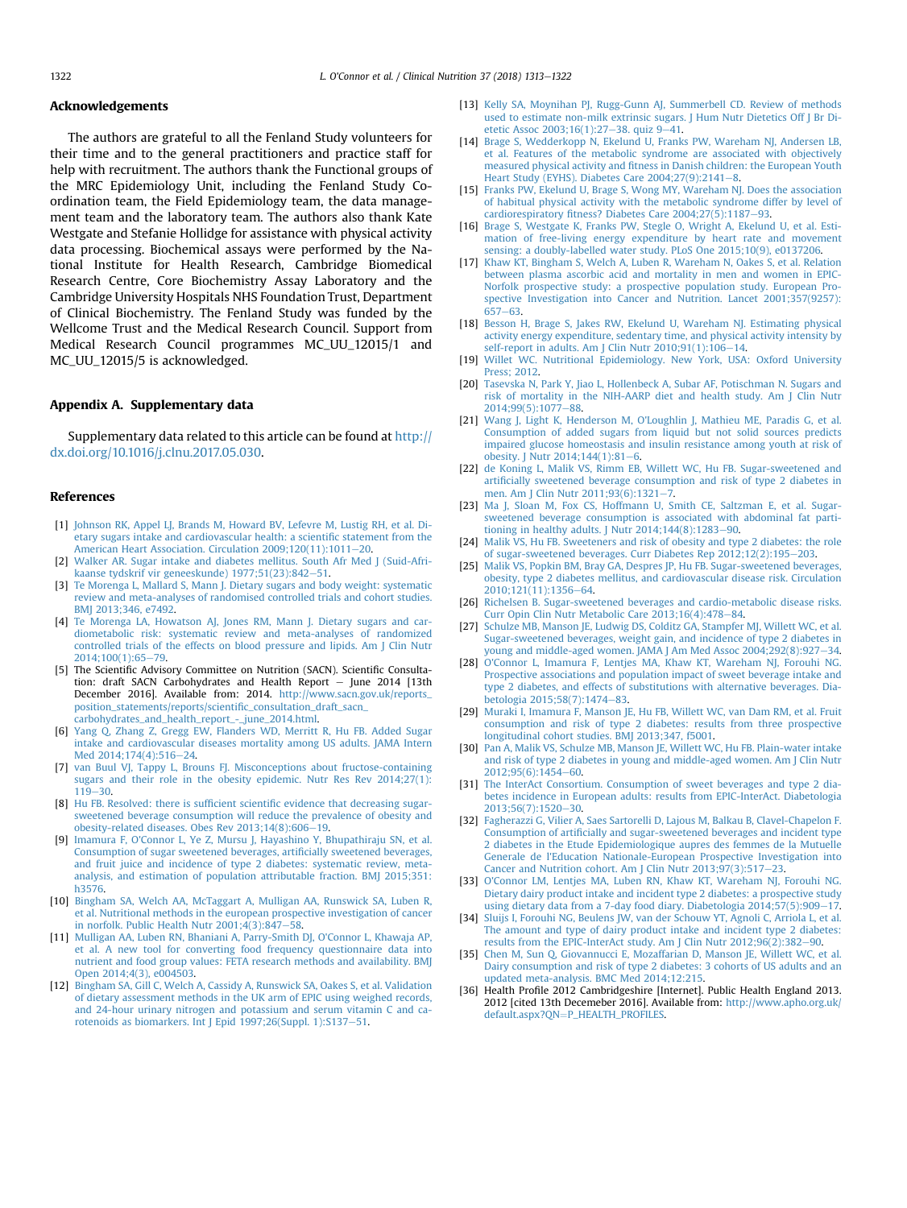## Acknowledgements

The authors are grateful to all the Fenland Study volunteers for their time and to the general practitioners and practice staff for help with recruitment. The authors thank the Functional groups of the MRC Epidemiology Unit, including the Fenland Study Co-ordination team, the Field Epidemiology team, the data management team and the laboratory team. The authors also thank Kate Westgate and Stefanie Hollidge for assistance with physical activity data processing. Biochemical assays were performed by the National Institute for Health Research, Cambridge Biomedical Research Centre, Core Biochemistry Assay Laboratory and the Cambridge University Hospitals NHS Foundation Trust, Department of Clinical Biochemistry. The Fenland Study was funded by the Wellcome Trust and the Medical Research Council. Support from Medical Research Council programmes MC_UU_12015/1 and MC_UU_12015/5 is acknowledged.

## Appendix A. Supplementary data

Supplementary data related to this article can be found at http://dx.doi.org/10.1016/j.clnu.2017.05.030.

## References

[1] Johnson RK, Appel LJ, Brands M, Howard BV, Lefevre M, Lustig RH, et al. Dietary sugars intake and cardiovascular health: a scientific statement from the American Heart Association. Circulation 2009;120(11):1011–20.

[2] Walker AR. Sugar intake and diabetes mellitus. South Afr Med J (Suid-Afrikaanse tydskrif vir geneeskunde) 1977;51(23):842–51.

[3] Te Morenga L, Mallard S, Mann J. Dietary sugars and body weight: systematic review and meta-analyses of randomised controlled trials and cohort studies. BMJ 2013;346, e7492.

[4] Te Morenga LA, Howatson AJ, Jones RM, Mann J. Dietary sugars and cardiometabolic risk: systematic review and meta-analyses of randomized controlled trials of the effects on blood pressure and lipids. Am J Clin Nutr 2014;100(1):65–79.

[5] The Scientific Advisory Committee on Nutrition (SACN). Scientific Consultation: draft SACN Carbohydrates and Health Report – June 2014 [13th December 2016]. Available from: 2014. http://www.sacn.gov.uk/reports_position_statements/reports/scientific_consultation_draft_sacn_carbohydrates_and_health_report_-_june_2014.html.

[6] Yang Q, Zhang Z, Gregg EW, Flanders WD, Merritt R, Hu FB. Added Sugar intake and cardiovascular diseases mortality among US adults. JAMA Intern Med 2014;174(4):516–24.

[7] van Buul VJ, Tappy L, Brouns FJ. Misconceptions about fructose-containing sugars and their role in the obesity epidemic. Nutr Res Rev 2014;27(1):119–30.

[8] Hu FB. Resolved: there is sufficient scientific evidence that decreasing sugar-sweetened beverage consumption will reduce the prevalence of obesity and obesity-related diseases. Obes Rev 2013;14(8):606–19.

[9] Imamura F, O'Connor L, Ye Z, Mursu J, Hayashino Y, Bhupathiraju SN, et al. Consumption of sugar sweetened beverages, artificially sweetened beverages, and fruit juice and incidence of type 2 diabetes: systematic review, meta-analysis, and estimation of population attributable fraction. BMJ 2015;351:h3576.

[10] Bingham SA, Welch AA, McTaggart A, Mulligan AA, Runswick SA, Luben R, et al. Nutritional methods in the european prospective investigation of cancer in norfolk. Public Health Nutr 2001;4(3):847–58.

[11] Mulligan AA, Luben RN, Bhaniani A, Parry-Smith DJ, O'Connor L, Khawaja AP, et al. A new tool for converting food frequency questionnaire data into nutrient and food group values: FETA research methods and availability. BMJ Open 2014;4(3), e004503.

[12] Bingham SA, Gill C, Welch A, Cassidy A, Runswick SA, Oakes S, et al. Validation of dietary assessment methods in the UK arm of EPIC using weighed records, and 24-hour urinary nitrogen and potassium and serum vitamin C and carotenoids as biomarkers. Int J Epid 1997;26(Suppl. 1):S137–51.

[13] Kelly SA, Moynihan PJ, Rugg-Gunn AJ, Summerbell CD. Review of methods used to estimate non-milk extrinsic sugars. J Hum Nutr Dietetics Off J Br Dietetic Assoc 2003;16(1):27–38. quiz 9–41.

[14] Brage S, Wedderkopp N, Ekelund U, Franks PW, Wareham NJ, Andersen LB, et al. Features of the metabolic syndrome are associated with objectively measured physical activity and fitness in Danish children: the European Youth Heart Study (EYHS). Diabetes Care 2004;27(9):2141–8.

[15] Franks PW, Ekelund U, Brage S, Wong MY, Wareham NJ. Does the association of habitual physical activity with the metabolic syndrome differ by level of cardiorespiratory fitness? Diabetes Care 2004;27(5):1187–93.

[16] Brage S, Westgate K, Franks PW, Stegle O, Wright A, Ekelund U, et al. Estimation of free-living energy expenditure by heart rate and movement sensing: a doubly-labelled water study. PLoS One 2015;10(9), e0137206.

[17] Khaw KT, Bingham S, Welch A, Luben R, Wareham N, Oakes S, et al. Relation between plasma ascorbic acid and mortality in men and women in EPIC-Norfolk prospective study: a prospective population study. European Prospective Investigation into Cancer and Nutrition. Lancet 2001;357(9257):657–63.

[18] Besson H, Brage S, Jakes RW, Ekelund U, Wareham NJ. Estimating physical activity energy expenditure, sedentary time, and physical activity intensity by self-report in adults. Am J Clin Nutr 2010;91(1):106–14.

[19] Willet WC. Nutritional Epidemiology. New York, USA: Oxford University Press; 2012.

[20] Tasevska N, Park Y, Jiao L, Hollenbeck A, Subar AF, Potischman N. Sugars and risk of mortality in the NIH-AARP diet and health study. Am J Clin Nutr 2014;99(5):1077–88.

[21] Wang J, Light K, Henderson M, O'Loughlin J, Mathieu ME, Paradis G, et al. Consumption of added sugars from liquid but not solid sources predicts impaired glucose homeostasis and insulin resistance among youth at risk of obesity. J Nutr 2014;144(1):81–6.

[22] de Koning L, Malik VS, Rimm EB, Willett WC, Hu FB. Sugar-sweetened and artificially sweetened beverage consumption and risk of type 2 diabetes in men. Am J Clin Nutr 2011;93(6):1321–7.

[23] Ma J, Sloan M, Fox CS, Hoffmann U, Smith CE, Saltzman E, et al. Sugar-sweetened beverage consumption is associated with abdominal fat partitioning in healthy adults. J Nutr 2014;144(8):1283–90.

[24] Malik VS, Hu FB. Sweeteners and risk of obesity and type 2 diabetes: the role of sugar-sweetened beverages. Curr Diabetes Rep 2012;12(2):195–203.

[25] Malik VS, Popkin BM, Bray GA, Despres JP, Hu FB. Sugar-sweetened beverages, obesity, type 2 diabetes mellitus, and cardiovascular disease risk. Circulation 2010;121(11):1356–64.

[26] Richelsen B. Sugar-sweetened beverages and cardio-metabolic disease risks. Curr Opin Clin Nutr Metabolic Care 2013;16(4):478–84.

[27] Schulze MB, Manson JE, Ludwig DS, Colditz GA, Stampfer MJ, Willett WC, et al. Sugar-sweetened beverages, weight gain, and incidence of type 2 diabetes in young and middle-aged women. JAMA J Am Med Assoc 2004;292(8):927–34.

[28] O'Connor L, Imamura F, Lentjes MA, Khaw KT, Wareham NJ, Forouhi NG. Prospective associations and population impact of sweet beverage intake and type 2 diabetes, and effects of substitutions with alternative beverages. Diabetologia 2015;58(7):1474–83.

[29] Muraki I, Imamura F, Manson JE, Hu FB, Willett WC, van Dam RM, et al. Fruit consumption and risk of type 2 diabetes: results from three prospective longitudinal cohort studies. BMJ 2013;347, f5001.

[30] Pan A, Malik VS, Schulze MB, Manson JE, Willett WC, Hu FB. Plain-water intake and risk of type 2 diabetes in young and middle-aged women. Am J Clin Nutr 2012;95(6):1454–60.

[31] The InterAct Consortium. Consumption of sweet beverages and type 2 diabetes incidence in European adults: results from EPIC-InterAct. Diabetologia 2013;56(7):1520–30.

[32] Fagherazzi G, Vilier A, Saes Sartorelli D, Lajous M, Balkau B, Clavel-Chapelon F. Consumption of artificially and sugar-sweetened beverages and incident type 2 diabetes in the Etude Epidemiologique aupres des femmes de la Mutuelle Generale de l'Education Nationale-European Prospective Investigation into Cancer and Nutrition cohort. Am J Clin Nutr 2013;97(3):517–23.

[33] O'Connor LM, Lentjes MA, Luben RN, Khaw KT, Wareham NJ, Forouhi NG. Dietary dairy product intake and incident type 2 diabetes: a prospective study using dietary data from a 7-day food diary. Diabetologia 2014;57(5):909–17.

[34] Sluijs I, Forouhi NG, Beulens JW, van der Schouw YT, Agnoli C, Arriola L, et al. The amount and type of dairy product intake and incident type 2 diabetes: results from the EPIC-InterAct study. Am J Clin Nutr 2012;96(2):382–90.

[35] Chen M, Sun Q, Giovannucci E, Mozaffarian D, Manson JE, Willett WC, et al. Dairy consumption and risk of type 2 diabetes: 3 cohorts of US adults and an updated meta-analysis. BMC Med 2014;12:215.

[36] Health Profile 2012 Cambridgeshire [Internet]. Public Health England 2013. 2012 [cited 13th Decemeber 2016]. Available from: http://www.apho.org.uk/default.aspx?QN=P_HEALTH_PROFILES.